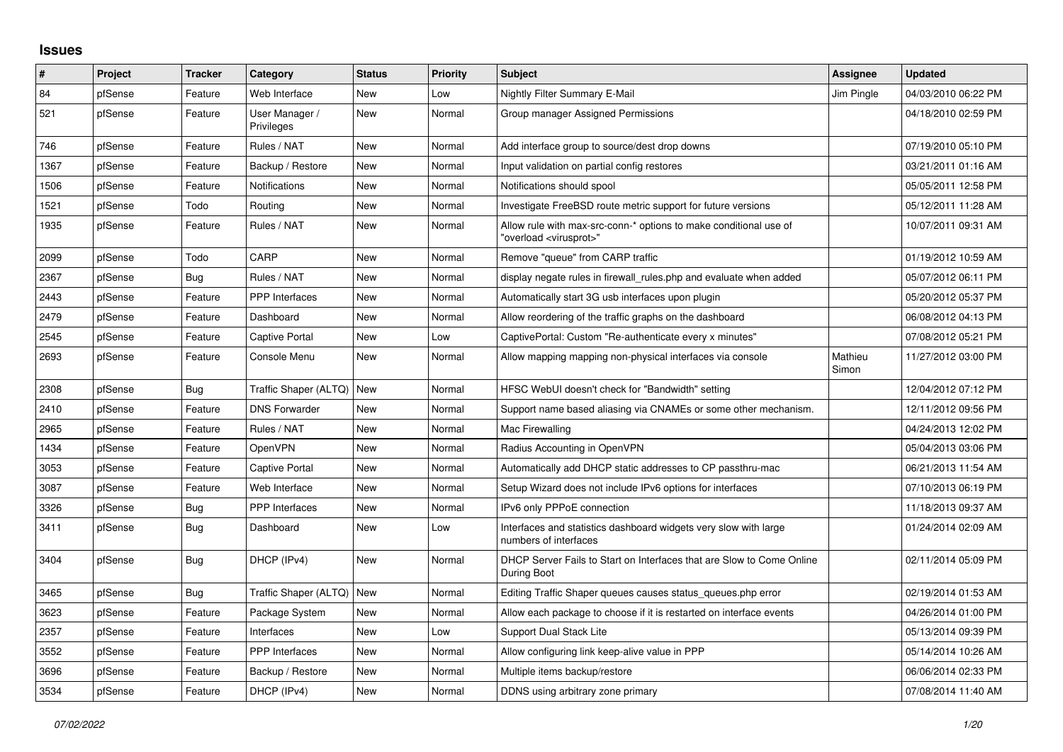## Issues

| # | Project | Tracker | Category | Status | Priority | Subject | Assignee | Updated |
|---|---|---|---|---|---|---|---|---|
| 84 | pfSense | Feature | Web Interface | New | Low | Nightly Filter Summary E-Mail | Jim Pingle | 04/03/2010 06:22 PM |
| 521 | pfSense | Feature | User Manager / Privileges | New | Normal | Group manager Assigned Permissions | | 04/18/2010 02:59 PM |
| 746 | pfSense | Feature | Rules / NAT | New | Normal | Add interface group to source/dest drop downs | | 07/19/2010 05:10 PM |
| 1367 | pfSense | Feature | Backup / Restore | New | Normal | Input validation on partial config restores | | 03/21/2011 01:16 AM |
| 1506 | pfSense | Feature | Notifications | New | Normal | Notifications should spool | | 05/05/2011 12:58 PM |
| 1521 | pfSense | Todo | Routing | New | Normal | Investigate FreeBSD route metric support for future versions | | 05/12/2011 11:28 AM |
| 1935 | pfSense | Feature | Rules / NAT | New | Normal | Allow rule with max-src-conn-* options to make conditional use of "overload <virusprot>" | | 10/07/2011 09:31 AM |
| 2099 | pfSense | Todo | CARP | New | Normal | Remove "queue" from CARP traffic | | 01/19/2012 10:59 AM |
| 2367 | pfSense | Bug | Rules / NAT | New | Normal | display negate rules in firewall_rules.php and evaluate when added | | 05/07/2012 06:11 PM |
| 2443 | pfSense | Feature | PPP Interfaces | New | Normal | Automatically start 3G usb interfaces upon plugin | | 05/20/2012 05:37 PM |
| 2479 | pfSense | Feature | Dashboard | New | Normal | Allow reordering of the traffic graphs on the dashboard | | 06/08/2012 04:13 PM |
| 2545 | pfSense | Feature | Captive Portal | New | Low | CaptivePortal: Custom "Re-authenticate every x minutes" | | 07/08/2012 05:21 PM |
| 2693 | pfSense | Feature | Console Menu | New | Normal | Allow mapping mapping non-physical interfaces via console | Mathieu Simon | 11/27/2012 03:00 PM |
| 2308 | pfSense | Bug | Traffic Shaper (ALTQ) | New | Normal | HFSC WebUI doesn't check for "Bandwidth" setting | | 12/04/2012 07:12 PM |
| 2410 | pfSense | Feature | DNS Forwarder | New | Normal | Support name based aliasing via CNAMEs or some other mechanism. | | 12/11/2012 09:56 PM |
| 2965 | pfSense | Feature | Rules / NAT | New | Normal | Mac Firewalling | | 04/24/2013 12:02 PM |
| 1434 | pfSense | Feature | OpenVPN | New | Normal | Radius Accounting in OpenVPN | | 05/04/2013 03:06 PM |
| 3053 | pfSense | Feature | Captive Portal | New | Normal | Automatically add DHCP static addresses to CP passthru-mac | | 06/21/2013 11:54 AM |
| 3087 | pfSense | Feature | Web Interface | New | Normal | Setup Wizard does not include IPv6 options for interfaces | | 07/10/2013 06:19 PM |
| 3326 | pfSense | Bug | PPP Interfaces | New | Normal | IPv6 only PPPoE connection | | 11/18/2013 09:37 AM |
| 3411 | pfSense | Bug | Dashboard | New | Low | Interfaces and statistics dashboard widgets very slow with large numbers of interfaces | | 01/24/2014 02:09 AM |
| 3404 | pfSense | Bug | DHCP (IPv4) | New | Normal | DHCP Server Fails to Start on Interfaces that are Slow to Come Online During Boot | | 02/11/2014 05:09 PM |
| 3465 | pfSense | Bug | Traffic Shaper (ALTQ) | New | Normal | Editing Traffic Shaper queues causes status_queues.php error | | 02/19/2014 01:53 AM |
| 3623 | pfSense | Feature | Package System | New | Normal | Allow each package to choose if it is restarted on interface events | | 04/26/2014 01:00 PM |
| 2357 | pfSense | Feature | Interfaces | New | Low | Support Dual Stack Lite | | 05/13/2014 09:39 PM |
| 3552 | pfSense | Feature | PPP Interfaces | New | Normal | Allow configuring link keep-alive value in PPP | | 05/14/2014 10:26 AM |
| 3696 | pfSense | Feature | Backup / Restore | New | Normal | Multiple items backup/restore | | 06/06/2014 02:33 PM |
| 3534 | pfSense | Feature | DHCP (IPv4) | New | Normal | DDNS using arbitrary zone primary | | 07/08/2014 11:40 AM |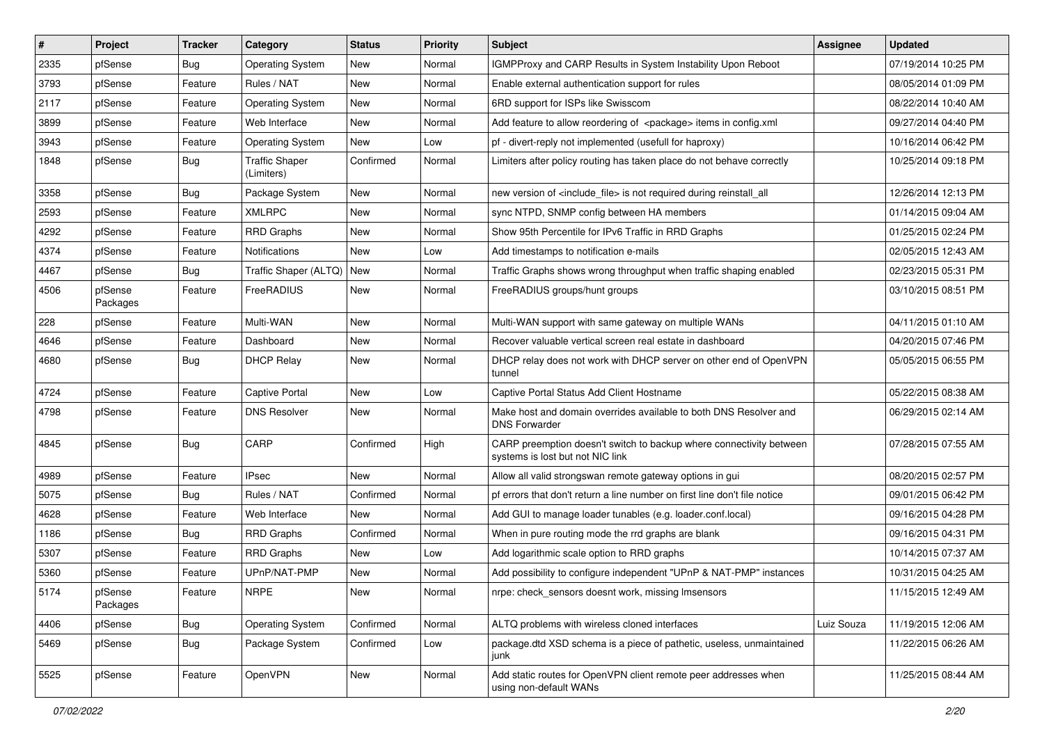| # | Project | Tracker | Category | Status | Priority | Subject | Assignee | Updated |
|---|---|---|---|---|---|---|---|---|
| 2335 | pfSense | Bug | Operating System | New | Normal | IGMPProxy and CARP Results in System Instability Upon Reboot | | 07/19/2014 10:25 PM |
| 3793 | pfSense | Feature | Rules / NAT | New | Normal | Enable external authentication support for rules | | 08/05/2014 01:09 PM |
| 2117 | pfSense | Feature | Operating System | New | Normal | 6RD support for ISPs like Swisscom | | 08/22/2014 10:40 AM |
| 3899 | pfSense | Feature | Web Interface | New | Normal | Add feature to allow reordering of <package> items in config.xml | | 09/27/2014 04:40 PM |
| 3943 | pfSense | Feature | Operating System | New | Low | pf - divert-reply not implemented (usefull for haproxy) | | 10/16/2014 06:42 PM |
| 1848 | pfSense | Bug | Traffic Shaper (Limiters) | Confirmed | Normal | Limiters after policy routing has taken place do not behave correctly | | 10/25/2014 09:18 PM |
| 3358 | pfSense | Bug | Package System | New | Normal | new version of <include_file> is not required during reinstall_all | | 12/26/2014 12:13 PM |
| 2593 | pfSense | Feature | XMLRPC | New | Normal | sync NTPD, SNMP config between HA members | | 01/14/2015 09:04 AM |
| 4292 | pfSense | Feature | RRD Graphs | New | Normal | Show 95th Percentile for IPv6 Traffic in RRD Graphs | | 01/25/2015 02:24 PM |
| 4374 | pfSense | Feature | Notifications | New | Low | Add timestamps to notification e-mails | | 02/05/2015 12:43 AM |
| 4467 | pfSense | Bug | Traffic Shaper (ALTQ) | New | Normal | Traffic Graphs shows wrong throughput when traffic shaping enabled | | 02/23/2015 05:31 PM |
| 4506 | pfSense Packages | Feature | FreeRADIUS | New | Normal | FreeRADIUS groups/hunt groups | | 03/10/2015 08:51 PM |
| 228 | pfSense | Feature | Multi-WAN | New | Normal | Multi-WAN support with same gateway on multiple WANs | | 04/11/2015 01:10 AM |
| 4646 | pfSense | Feature | Dashboard | New | Normal | Recover valuable vertical screen real estate in dashboard | | 04/20/2015 07:46 PM |
| 4680 | pfSense | Bug | DHCP Relay | New | Normal | DHCP relay does not work with DHCP server on other end of OpenVPN tunnel | | 05/05/2015 06:55 PM |
| 4724 | pfSense | Feature | Captive Portal | New | Low | Captive Portal Status Add Client Hostname | | 05/22/2015 08:38 AM |
| 4798 | pfSense | Feature | DNS Resolver | New | Normal | Make host and domain overrides available to both DNS Resolver and DNS Forwarder | | 06/29/2015 02:14 AM |
| 4845 | pfSense | Bug | CARP | Confirmed | High | CARP preemption doesn't switch to backup where connectivity between systems is lost but not NIC link | | 07/28/2015 07:55 AM |
| 4989 | pfSense | Feature | IPsec | New | Normal | Allow all valid strongswan remote gateway options in gui | | 08/20/2015 02:57 PM |
| 5075 | pfSense | Bug | Rules / NAT | Confirmed | Normal | pf errors that don't return a line number on first line don't file notice | | 09/01/2015 06:42 PM |
| 4628 | pfSense | Feature | Web Interface | New | Normal | Add GUI to manage loader tunables (e.g. loader.conf.local) | | 09/16/2015 04:28 PM |
| 1186 | pfSense | Bug | RRD Graphs | Confirmed | Normal | When in pure routing mode the rrd graphs are blank | | 09/16/2015 04:31 PM |
| 5307 | pfSense | Feature | RRD Graphs | New | Low | Add logarithmic scale option to RRD graphs | | 10/14/2015 07:37 AM |
| 5360 | pfSense | Feature | UPnP/NAT-PMP | New | Normal | Add possibility to configure independent "UPnP & NAT-PMP" instances | | 10/31/2015 04:25 AM |
| 5174 | pfSense Packages | Feature | NRPE | New | Normal | nrpe: check_sensors doesnt work, missing lmsensors | | 11/15/2015 12:49 AM |
| 4406 | pfSense | Bug | Operating System | Confirmed | Normal | ALTQ problems with wireless cloned interfaces | Luiz Souza | 11/19/2015 12:06 AM |
| 5469 | pfSense | Bug | Package System | Confirmed | Low | package.dtd XSD schema is a piece of pathetic, useless, unmaintained junk | | 11/22/2015 06:26 AM |
| 5525 | pfSense | Feature | OpenVPN | New | Normal | Add static routes for OpenVPN client remote peer addresses when using non-default WANs | | 11/25/2015 08:44 AM |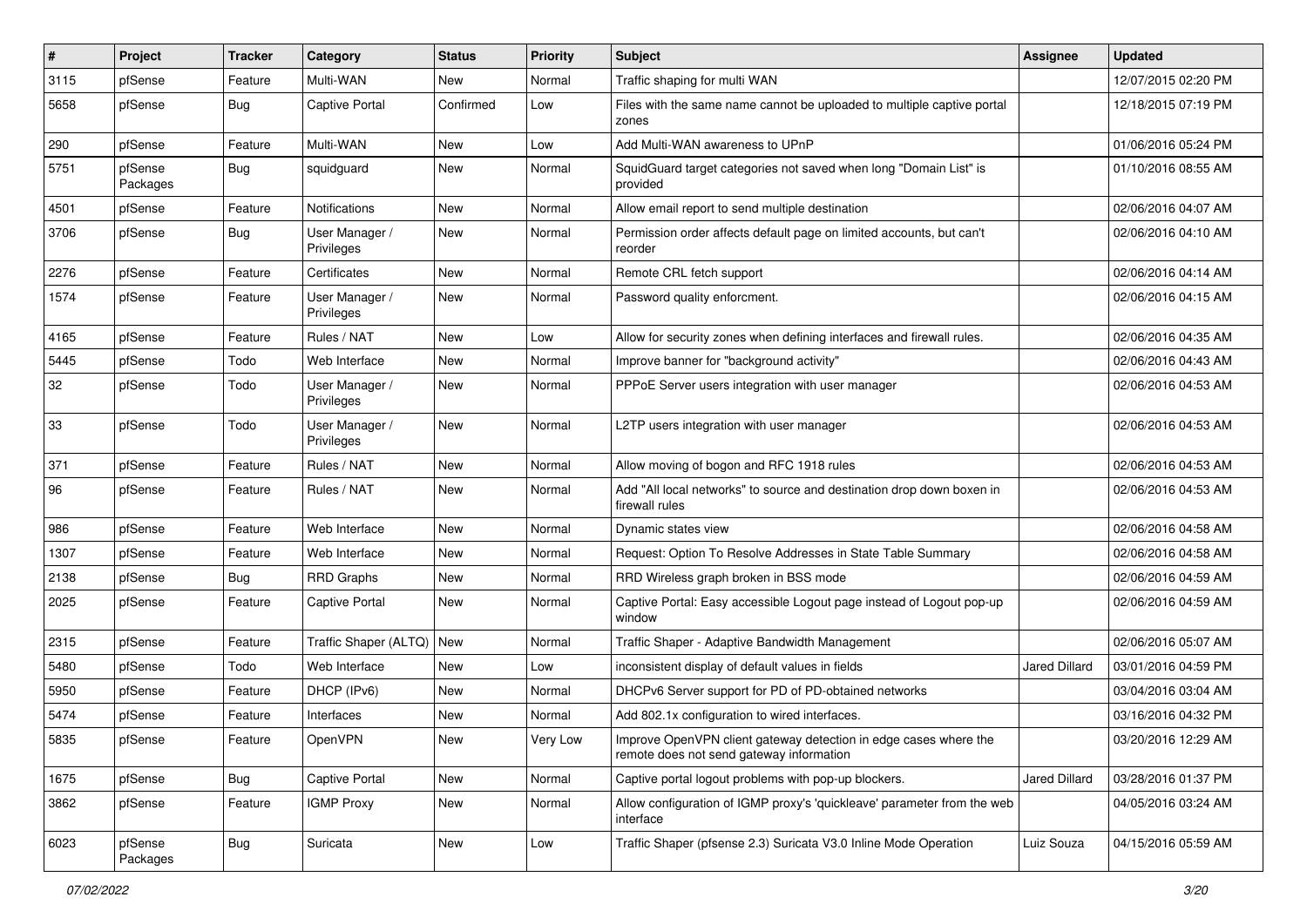| # | Project | Tracker | Category | Status | Priority | Subject | Assignee | Updated |
|---|---|---|---|---|---|---|---|---|
| 3115 | pfSense | Feature | Multi-WAN | New | Normal | Traffic shaping for multi WAN | | 12/07/2015 02:20 PM |
| 5658 | pfSense | Bug | Captive Portal | Confirmed | Low | Files with the same name cannot be uploaded to multiple captive portal zones | | 12/18/2015 07:19 PM |
| 290 | pfSense | Feature | Multi-WAN | New | Low | Add Multi-WAN awareness to UPnP | | 01/06/2016 05:24 PM |
| 5751 | pfSense Packages | Bug | squidguard | New | Normal | SquidGuard target categories not saved when long "Domain List" is provided | | 01/10/2016 08:55 AM |
| 4501 | pfSense | Feature | Notifications | New | Normal | Allow email report to send multiple destination | | 02/06/2016 04:07 AM |
| 3706 | pfSense | Bug | User Manager / Privileges | New | Normal | Permission order affects default page on limited accounts, but can't reorder | | 02/06/2016 04:10 AM |
| 2276 | pfSense | Feature | Certificates | New | Normal | Remote CRL fetch support | | 02/06/2016 04:14 AM |
| 1574 | pfSense | Feature | User Manager / Privileges | New | Normal | Password quality enforcment. | | 02/06/2016 04:15 AM |
| 4165 | pfSense | Feature | Rules / NAT | New | Low | Allow for security zones when defining interfaces and firewall rules. | | 02/06/2016 04:35 AM |
| 5445 | pfSense | Todo | Web Interface | New | Normal | Improve banner for "background activity" | | 02/06/2016 04:43 AM |
| 32 | pfSense | Todo | User Manager / Privileges | New | Normal | PPPoE Server users integration with user manager | | 02/06/2016 04:53 AM |
| 33 | pfSense | Todo | User Manager / Privileges | New | Normal | L2TP users integration with user manager | | 02/06/2016 04:53 AM |
| 371 | pfSense | Feature | Rules / NAT | New | Normal | Allow moving of bogon and RFC 1918 rules | | 02/06/2016 04:53 AM |
| 96 | pfSense | Feature | Rules / NAT | New | Normal | Add "All local networks" to source and destination drop down boxen in firewall rules | | 02/06/2016 04:53 AM |
| 986 | pfSense | Feature | Web Interface | New | Normal | Dynamic states view | | 02/06/2016 04:58 AM |
| 1307 | pfSense | Feature | Web Interface | New | Normal | Request: Option To Resolve Addresses in State Table Summary | | 02/06/2016 04:58 AM |
| 2138 | pfSense | Bug | RRD Graphs | New | Normal | RRD Wireless graph broken in BSS mode | | 02/06/2016 04:59 AM |
| 2025 | pfSense | Feature | Captive Portal | New | Normal | Captive Portal: Easy accessible Logout page instead of Logout pop-up window | | 02/06/2016 04:59 AM |
| 2315 | pfSense | Feature | Traffic Shaper (ALTQ) | New | Normal | Traffic Shaper - Adaptive Bandwidth Management | | 02/06/2016 05:07 AM |
| 5480 | pfSense | Todo | Web Interface | New | Low | inconsistent display of default values in fields | Jared Dillard | 03/01/2016 04:59 PM |
| 5950 | pfSense | Feature | DHCP (IPv6) | New | Normal | DHCPv6 Server support for PD of PD-obtained networks | | 03/04/2016 03:04 AM |
| 5474 | pfSense | Feature | Interfaces | New | Normal | Add 802.1x configuration to wired interfaces. | | 03/16/2016 04:32 PM |
| 5835 | pfSense | Feature | OpenVPN | New | Very Low | Improve OpenVPN client gateway detection in edge cases where the remote does not send gateway information | | 03/20/2016 12:29 AM |
| 1675 | pfSense | Bug | Captive Portal | New | Normal | Captive portal logout problems with pop-up blockers. | Jared Dillard | 03/28/2016 01:37 PM |
| 3862 | pfSense | Feature | IGMP Proxy | New | Normal | Allow configuration of IGMP proxy's 'quickleave' parameter from the web interface | | 04/05/2016 03:24 AM |
| 6023 | pfSense Packages | Bug | Suricata | New | Low | Traffic Shaper (pfsense 2.3) Suricata V3.0 Inline Mode Operation | Luiz Souza | 04/15/2016 05:59 AM |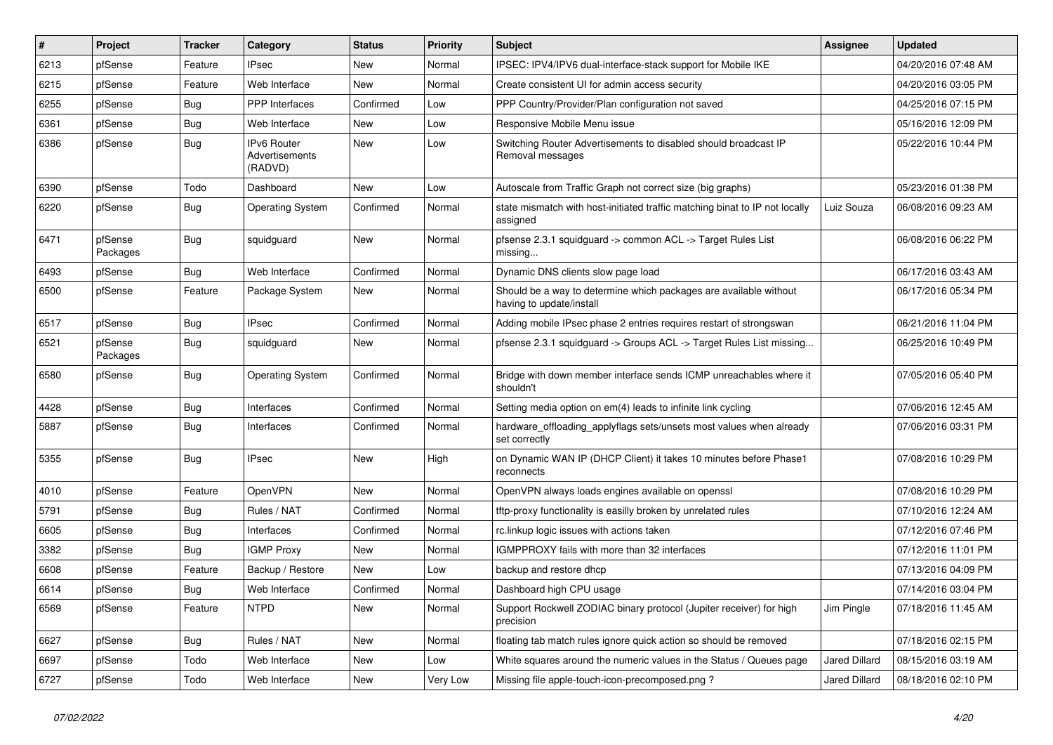| # | Project | Tracker | Category | Status | Priority | Subject | Assignee | Updated |
|---|---|---|---|---|---|---|---|---|
| 6213 | pfSense | Feature | IPsec | New | Normal | IPSEC: IPV4/IPV6 dual-interface-stack support for Mobile IKE | | 04/20/2016 07:48 AM |
| 6215 | pfSense | Feature | Web Interface | New | Normal | Create consistent UI for admin access security | | 04/20/2016 03:05 PM |
| 6255 | pfSense | Bug | PPP Interfaces | Confirmed | Low | PPP Country/Provider/Plan configuration not saved | | 04/25/2016 07:15 PM |
| 6361 | pfSense | Bug | Web Interface | New | Low | Responsive Mobile Menu issue | | 05/16/2016 12:09 PM |
| 6386 | pfSense | Bug | IPv6 Router Advertisements (RADVD) | New | Low | Switching Router Advertisements to disabled should broadcast IP Removal messages | | 05/22/2016 10:44 PM |
| 6390 | pfSense | Todo | Dashboard | New | Low | Autoscale from Traffic Graph not correct size (big graphs) | | 05/23/2016 01:38 PM |
| 6220 | pfSense | Bug | Operating System | Confirmed | Normal | state mismatch with host-initiated traffic matching binat to IP not locally assigned | Luiz Souza | 06/08/2016 09:23 AM |
| 6471 | pfSense Packages | Bug | squidguard | New | Normal | pfsense 2.3.1 squidguard -> common ACL -> Target Rules List missing... | | 06/08/2016 06:22 PM |
| 6493 | pfSense | Bug | Web Interface | Confirmed | Normal | Dynamic DNS clients slow page load | | 06/17/2016 03:43 AM |
| 6500 | pfSense | Feature | Package System | New | Normal | Should be a way to determine which packages are available without having to update/install | | 06/17/2016 05:34 PM |
| 6517 | pfSense | Bug | IPsec | Confirmed | Normal | Adding mobile IPsec phase 2 entries requires restart of strongswan | | 06/21/2016 11:04 PM |
| 6521 | pfSense Packages | Bug | squidguard | New | Normal | pfsense 2.3.1 squidguard -> Groups ACL -> Target Rules List missing... | | 06/25/2016 10:49 PM |
| 6580 | pfSense | Bug | Operating System | Confirmed | Normal | Bridge with down member interface sends ICMP unreachables where it shouldn't | | 07/05/2016 05:40 PM |
| 4428 | pfSense | Bug | Interfaces | Confirmed | Normal | Setting media option on em(4) leads to infinite link cycling | | 07/06/2016 12:45 AM |
| 5887 | pfSense | Bug | Interfaces | Confirmed | Normal | hardware_offloading_applyflags sets/unsets most values when already set correctly | | 07/06/2016 03:31 PM |
| 5355 | pfSense | Bug | IPsec | New | High | on Dynamic WAN IP (DHCP Client) it takes 10 minutes before Phase1 reconnects | | 07/08/2016 10:29 PM |
| 4010 | pfSense | Feature | OpenVPN | New | Normal | OpenVPN always loads engines available on openssl | | 07/08/2016 10:29 PM |
| 5791 | pfSense | Bug | Rules / NAT | Confirmed | Normal | tftp-proxy functionality is easilly broken by unrelated rules | | 07/10/2016 12:24 AM |
| 6605 | pfSense | Bug | Interfaces | Confirmed | Normal | rc.linkup logic issues with actions taken | | 07/12/2016 07:46 PM |
| 3382 | pfSense | Bug | IGMP Proxy | New | Normal | IGMPPROXY fails with more than 32 interfaces | | 07/12/2016 11:01 PM |
| 6608 | pfSense | Feature | Backup / Restore | New | Low | backup and restore dhcp | | 07/13/2016 04:09 PM |
| 6614 | pfSense | Bug | Web Interface | Confirmed | Normal | Dashboard high CPU usage | | 07/14/2016 03:04 PM |
| 6569 | pfSense | Feature | NTPD | New | Normal | Support Rockwell ZODIAC binary protocol (Jupiter receiver) for high precision | Jim Pingle | 07/18/2016 11:45 AM |
| 6627 | pfSense | Bug | Rules / NAT | New | Normal | floating tab match rules ignore quick action so should be removed | | 07/18/2016 02:15 PM |
| 6697 | pfSense | Todo | Web Interface | New | Low | White squares around the numeric values in the Status / Queues page | Jared Dillard | 08/15/2016 03:19 AM |
| 6727 | pfSense | Todo | Web Interface | New | Very Low | Missing file apple-touch-icon-precomposed.png ? | Jared Dillard | 08/18/2016 02:10 PM |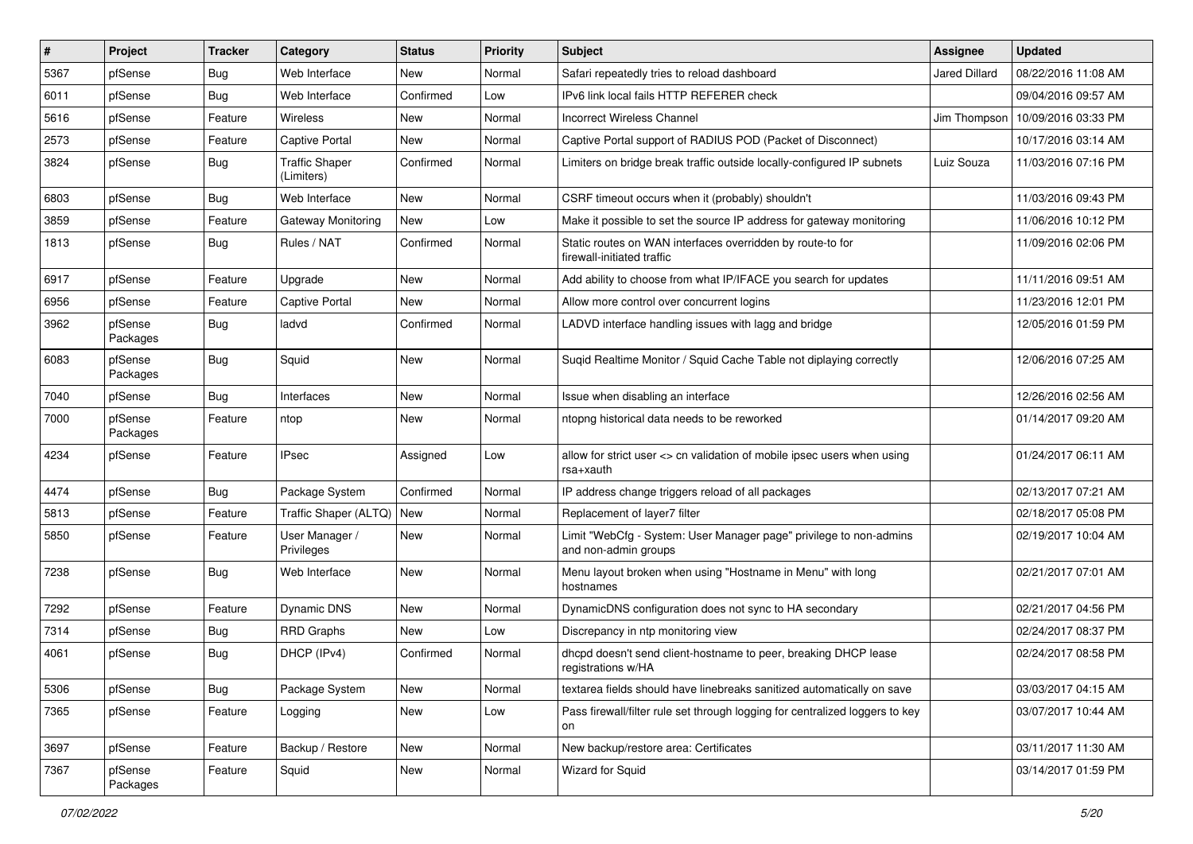| # | Project | Tracker | Category | Status | Priority | Subject | Assignee | Updated |
|---|---|---|---|---|---|---|---|---|
| 5367 | pfSense | Bug | Web Interface | New | Normal | Safari repeatedly tries to reload dashboard | Jared Dillard | 08/22/2016 11:08 AM |
| 6011 | pfSense | Bug | Web Interface | Confirmed | Low | IPv6 link local fails HTTP REFERER check | | 09/04/2016 09:57 AM |
| 5616 | pfSense | Feature | Wireless | New | Normal | Incorrect Wireless Channel | Jim Thompson | 10/09/2016 03:33 PM |
| 2573 | pfSense | Feature | Captive Portal | New | Normal | Captive Portal support of RADIUS POD (Packet of Disconnect) | | 10/17/2016 03:14 AM |
| 3824 | pfSense | Bug | Traffic Shaper (Limiters) | Confirmed | Normal | Limiters on bridge break traffic outside locally-configured IP subnets | Luiz Souza | 11/03/2016 07:16 PM |
| 6803 | pfSense | Bug | Web Interface | New | Normal | CSRF timeout occurs when it (probably) shouldn't | | 11/03/2016 09:43 PM |
| 3859 | pfSense | Feature | Gateway Monitoring | New | Low | Make it possible to set the source IP address for gateway monitoring | | 11/06/2016 10:12 PM |
| 1813 | pfSense | Bug | Rules / NAT | Confirmed | Normal | Static routes on WAN interfaces overridden by route-to for firewall-initiated traffic | | 11/09/2016 02:06 PM |
| 6917 | pfSense | Feature | Upgrade | New | Normal | Add ability to choose from what IP/IFACE you search for updates | | 11/11/2016 09:51 AM |
| 6956 | pfSense | Feature | Captive Portal | New | Normal | Allow more control over concurrent logins | | 11/23/2016 12:01 PM |
| 3962 | pfSense Packages | Bug | ladvd | Confirmed | Normal | LADVD interface handling issues with lagg and bridge | | 12/05/2016 01:59 PM |
| 6083 | pfSense Packages | Bug | Squid | New | Normal | Suqid Realtime Monitor / Squid Cache Table not diplaying correctly | | 12/06/2016 07:25 AM |
| 7040 | pfSense | Bug | Interfaces | New | Normal | Issue when disabling an interface | | 12/26/2016 02:56 AM |
| 7000 | pfSense Packages | Feature | ntop | New | Normal | ntopng historical data needs to be reworked | | 01/14/2017 09:20 AM |
| 4234 | pfSense | Feature | IPsec | Assigned | Low | allow for strict user <> cn validation of mobile ipsec users when using rsa+xauth | | 01/24/2017 06:11 AM |
| 4474 | pfSense | Bug | Package System | Confirmed | Normal | IP address change triggers reload of all packages | | 02/13/2017 07:21 AM |
| 5813 | pfSense | Feature | Traffic Shaper (ALTQ) | New | Normal | Replacement of layer7 filter | | 02/18/2017 05:08 PM |
| 5850 | pfSense | Feature | User Manager / Privileges | New | Normal | Limit "WebCfg - System: User Manager page" privilege to non-admins and non-admin groups | | 02/19/2017 10:04 AM |
| 7238 | pfSense | Bug | Web Interface | New | Normal | Menu layout broken when using "Hostname in Menu" with long hostnames | | 02/21/2017 07:01 AM |
| 7292 | pfSense | Feature | Dynamic DNS | New | Normal | DynamicDNS configuration does not sync to HA secondary | | 02/21/2017 04:56 PM |
| 7314 | pfSense | Bug | RRD Graphs | New | Low | Discrepancy in ntp monitoring view | | 02/24/2017 08:37 PM |
| 4061 | pfSense | Bug | DHCP (IPv4) | Confirmed | Normal | dhcpd doesn't send client-hostname to peer, breaking DHCP lease registrations w/HA | | 02/24/2017 08:58 PM |
| 5306 | pfSense | Bug | Package System | New | Normal | textarea fields should have linebreaks sanitized automatically on save | | 03/03/2017 04:15 AM |
| 7365 | pfSense | Feature | Logging | New | Low | Pass firewall/filter rule set through logging for centralized loggers to key on | | 03/07/2017 10:44 AM |
| 3697 | pfSense | Feature | Backup / Restore | New | Normal | New backup/restore area: Certificates | | 03/11/2017 11:30 AM |
| 7367 | pfSense Packages | Feature | Squid | New | Normal | Wizard for Squid | | 03/14/2017 01:59 PM |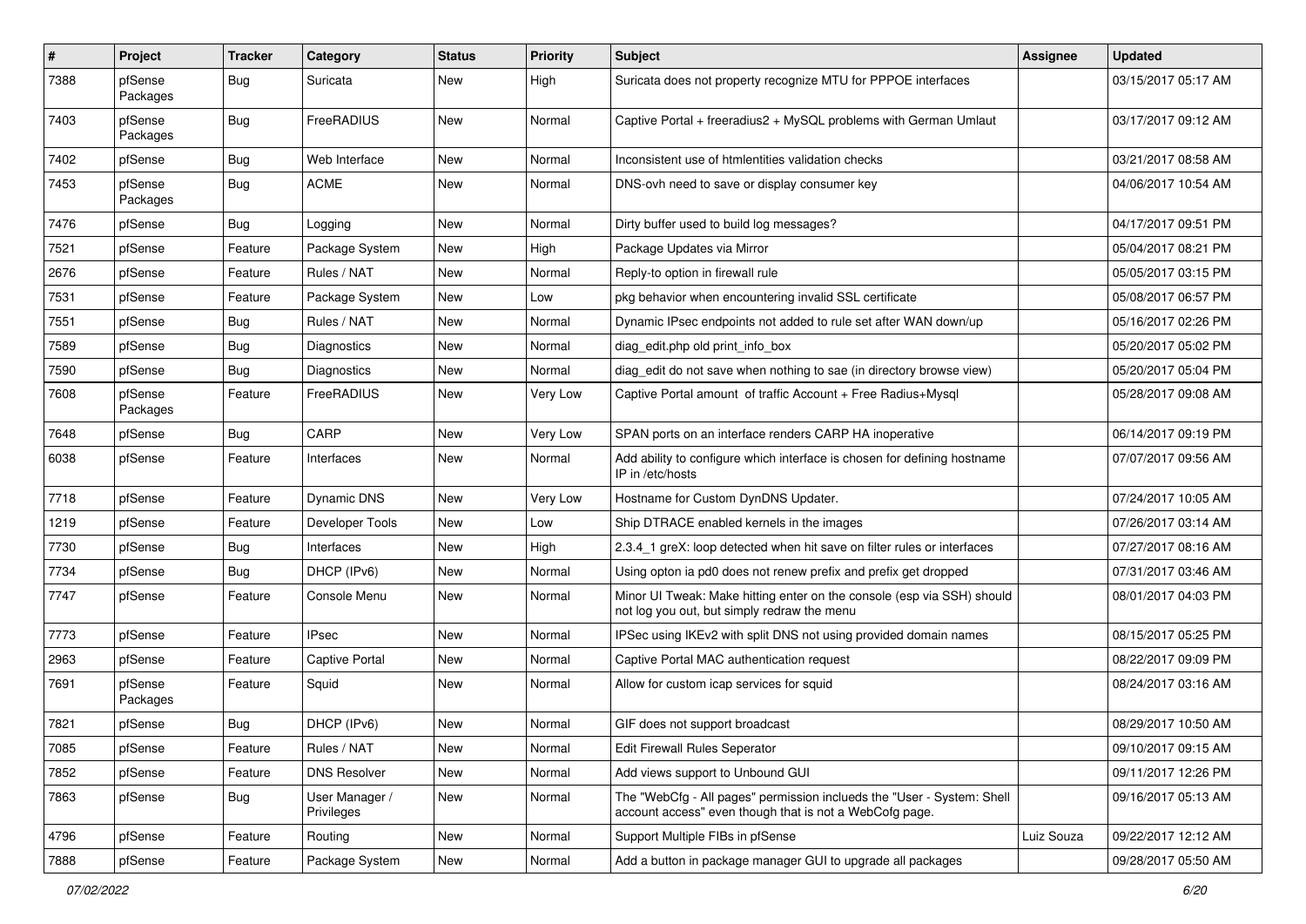| # | Project | Tracker | Category | Status | Priority | Subject | Assignee | Updated |
|---|---|---|---|---|---|---|---|---|
| 7388 | pfSense Packages | Bug | Suricata | New | High | Suricata does not property recognize MTU for PPPOE interfaces | | 03/15/2017 05:17 AM |
| 7403 | pfSense Packages | Bug | FreeRADIUS | New | Normal | Captive Portal + freeradius2 + MySQL problems with German Umlaut | | 03/17/2017 09:12 AM |
| 7402 | pfSense | Bug | Web Interface | New | Normal | Inconsistent use of htmlentities validation checks | | 03/21/2017 08:58 AM |
| 7453 | pfSense Packages | Bug | ACME | New | Normal | DNS-ovh need to save or display consumer key | | 04/06/2017 10:54 AM |
| 7476 | pfSense | Bug | Logging | New | Normal | Dirty buffer used to build log messages? | | 04/17/2017 09:51 PM |
| 7521 | pfSense | Feature | Package System | New | High | Package Updates via Mirror | | 05/04/2017 08:21 PM |
| 2676 | pfSense | Feature | Rules / NAT | New | Normal | Reply-to option in firewall rule | | 05/05/2017 03:15 PM |
| 7531 | pfSense | Feature | Package System | New | Low | pkg behavior when encountering invalid SSL certificate | | 05/08/2017 06:57 PM |
| 7551 | pfSense | Bug | Rules / NAT | New | Normal | Dynamic IPsec endpoints not added to rule set after WAN down/up | | 05/16/2017 02:26 PM |
| 7589 | pfSense | Bug | Diagnostics | New | Normal | diag_edit.php old print_info_box | | 05/20/2017 05:02 PM |
| 7590 | pfSense | Bug | Diagnostics | New | Normal | diag_edit do not save when nothing to sae (in directory browse view) | | 05/20/2017 05:04 PM |
| 7608 | pfSense Packages | Feature | FreeRADIUS | New | Very Low | Captive Portal amount of traffic Account + Free Radius+Mysql | | 05/28/2017 09:08 AM |
| 7648 | pfSense | Bug | CARP | New | Very Low | SPAN ports on an interface renders CARP HA inoperative | | 06/14/2017 09:19 PM |
| 6038 | pfSense | Feature | Interfaces | New | Normal | Add ability to configure which interface is chosen for defining hostname IP in /etc/hosts | | 07/07/2017 09:56 AM |
| 7718 | pfSense | Feature | Dynamic DNS | New | Very Low | Hostname for Custom DynDNS Updater. | | 07/24/2017 10:05 AM |
| 1219 | pfSense | Feature | Developer Tools | New | Low | Ship DTRACE enabled kernels in the images | | 07/26/2017 03:14 AM |
| 7730 | pfSense | Bug | Interfaces | New | High | 2.3.4_1 greX: loop detected when hit save on filter rules or interfaces | | 07/27/2017 08:16 AM |
| 7734 | pfSense | Bug | DHCP (IPv6) | New | Normal | Using opton ia pd0 does not renew prefix and prefix get dropped | | 07/31/2017 03:46 AM |
| 7747 | pfSense | Feature | Console Menu | New | Normal | Minor UI Tweak: Make hitting enter on the console (esp via SSH) should not log you out, but simply redraw the menu | | 08/01/2017 04:03 PM |
| 7773 | pfSense | Feature | IPsec | New | Normal | IPSec using IKEv2 with split DNS not using provided domain names | | 08/15/2017 05:25 PM |
| 2963 | pfSense | Feature | Captive Portal | New | Normal | Captive Portal MAC authentication request | | 08/22/2017 09:09 PM |
| 7691 | pfSense Packages | Feature | Squid | New | Normal | Allow for custom icap services for squid | | 08/24/2017 03:16 AM |
| 7821 | pfSense | Bug | DHCP (IPv6) | New | Normal | GIF does not support broadcast | | 08/29/2017 10:50 AM |
| 7085 | pfSense | Feature | Rules / NAT | New | Normal | Edit Firewall Rules Seperator | | 09/10/2017 09:15 AM |
| 7852 | pfSense | Feature | DNS Resolver | New | Normal | Add views support to Unbound GUI | | 09/11/2017 12:26 PM |
| 7863 | pfSense | Bug | User Manager / Privileges | New | Normal | The "WebCfg - All pages" permission inclueds the "User - System: Shell account access" even though that is not a WebCofg page. | | 09/16/2017 05:13 AM |
| 4796 | pfSense | Feature | Routing | New | Normal | Support Multiple FIBs in pfSense | Luiz Souza | 09/22/2017 12:12 AM |
| 7888 | pfSense | Feature | Package System | New | Normal | Add a button in package manager GUI to upgrade all packages | | 09/28/2017 05:50 AM |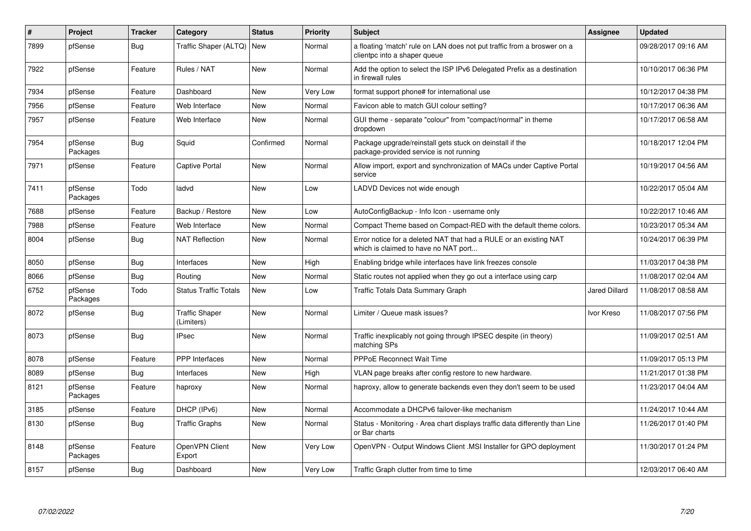| # | Project | Tracker | Category | Status | Priority | Subject | Assignee | Updated |
|---|---|---|---|---|---|---|---|---|
| 7899 | pfSense | Bug | Traffic Shaper (ALTQ) | New | Normal | a floating 'match' rule on LAN does not put traffic from a broswer on a clientpc into a shaper queue | | 09/28/2017 09:16 AM |
| 7922 | pfSense | Feature | Rules / NAT | New | Normal | Add the option to select the ISP IPv6 Delegated Prefix as a destination in firewall rules | | 10/10/2017 06:36 PM |
| 7934 | pfSense | Feature | Dashboard | New | Very Low | format support phone# for international use | | 10/12/2017 04:38 PM |
| 7956 | pfSense | Feature | Web Interface | New | Normal | Favicon able to match GUI colour setting? | | 10/17/2017 06:36 AM |
| 7957 | pfSense | Feature | Web Interface | New | Normal | GUI theme - separate "colour" from "compact/normal" in theme dropdown | | 10/17/2017 06:58 AM |
| 7954 | pfSense Packages | Bug | Squid | Confirmed | Normal | Package upgrade/reinstall gets stuck on deinstall if the package-provided service is not running | | 10/18/2017 12:04 PM |
| 7971 | pfSense | Feature | Captive Portal | New | Normal | Allow import, export and synchronization of MACs under Captive Portal service | | 10/19/2017 04:56 AM |
| 7411 | pfSense Packages | Todo | ladvd | New | Low | LADVD Devices not wide enough | | 10/22/2017 05:04 AM |
| 7688 | pfSense | Feature | Backup / Restore | New | Low | AutoConfigBackup - Info Icon - username only | | 10/22/2017 10:46 AM |
| 7988 | pfSense | Feature | Web Interface | New | Normal | Compact Theme based on Compact-RED with the default theme colors. | | 10/23/2017 05:34 AM |
| 8004 | pfSense | Bug | NAT Reflection | New | Normal | Error notice for a deleted NAT that had a RULE or an existing NAT which is claimed to have no NAT port... | | 10/24/2017 06:39 PM |
| 8050 | pfSense | Bug | Interfaces | New | High | Enabling bridge while interfaces have link freezes console | | 11/03/2017 04:38 PM |
| 8066 | pfSense | Bug | Routing | New | Normal | Static routes not applied when they go out a interface using carp | | 11/08/2017 02:04 AM |
| 6752 | pfSense Packages | Todo | Status Traffic Totals | New | Low | Traffic Totals Data Summary Graph | Jared Dillard | 11/08/2017 08:58 AM |
| 8072 | pfSense | Bug | Traffic Shaper (Limiters) | New | Normal | Limiter / Queue mask issues? | Ivor Kreso | 11/08/2017 07:56 PM |
| 8073 | pfSense | Bug | IPsec | New | Normal | Traffic inexplicably not going through IPSEC despite (in theory) matching SPs | | 11/09/2017 02:51 AM |
| 8078 | pfSense | Feature | PPP Interfaces | New | Normal | PPPoE Reconnect Wait Time | | 11/09/2017 05:13 PM |
| 8089 | pfSense | Bug | Interfaces | New | High | VLAN page breaks after config restore to new hardware. | | 11/21/2017 01:38 PM |
| 8121 | pfSense Packages | Feature | haproxy | New | Normal | haproxy, allow to generate backends even they don't seem to be used | | 11/23/2017 04:04 AM |
| 3185 | pfSense | Feature | DHCP (IPv6) | New | Normal | Accommodate a DHCPv6 failover-like mechanism | | 11/24/2017 10:44 AM |
| 8130 | pfSense | Bug | Traffic Graphs | New | Normal | Status - Monitoring - Area chart displays traffic data differently than Line or Bar charts | | 11/26/2017 01:40 PM |
| 8148 | pfSense Packages | Feature | OpenVPN Client Export | New | Very Low | OpenVPN - Output Windows Client .MSI Installer for GPO deployment | | 11/30/2017 01:24 PM |
| 8157 | pfSense | Bug | Dashboard | New | Very Low | Traffic Graph clutter from time to time | | 12/03/2017 06:40 AM |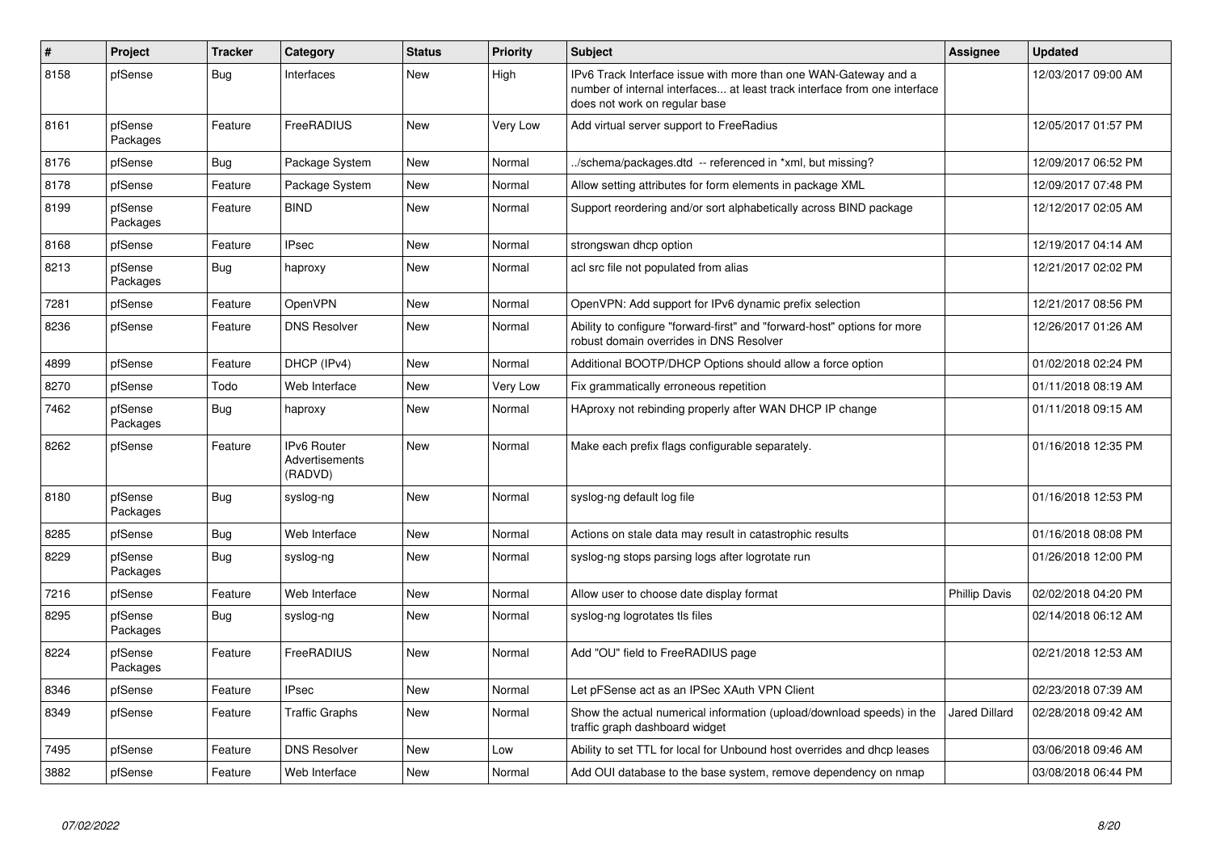| # | Project | Tracker | Category | Status | Priority | Subject | Assignee | Updated |
|---|---|---|---|---|---|---|---|---|
| 8158 | pfSense | Bug | Interfaces | New | High | IPv6 Track Interface issue with more than one WAN-Gateway and a number of internal interfaces... at least track interface from one interface does not work on regular base | | 12/03/2017 09:00 AM |
| 8161 | pfSense Packages | Feature | FreeRADIUS | New | Very Low | Add virtual server support to FreeRadius | | 12/05/2017 01:57 PM |
| 8176 | pfSense | Bug | Package System | New | Normal | ../schema/packages.dtd -- referenced in *xml, but missing? | | 12/09/2017 06:52 PM |
| 8178 | pfSense | Feature | Package System | New | Normal | Allow setting attributes for form elements in package XML | | 12/09/2017 07:48 PM |
| 8199 | pfSense Packages | Feature | BIND | New | Normal | Support reordering and/or sort alphabetically across BIND package | | 12/12/2017 02:05 AM |
| 8168 | pfSense | Feature | IPsec | New | Normal | strongswan dhcp option | | 12/19/2017 04:14 AM |
| 8213 | pfSense Packages | Bug | haproxy | New | Normal | acl src file not populated from alias | | 12/21/2017 02:02 PM |
| 7281 | pfSense | Feature | OpenVPN | New | Normal | OpenVPN: Add support for IPv6 dynamic prefix selection | | 12/21/2017 08:56 PM |
| 8236 | pfSense | Feature | DNS Resolver | New | Normal | Ability to configure "forward-first" and "forward-host" options for more robust domain overrides in DNS Resolver | | 12/26/2017 01:26 AM |
| 4899 | pfSense | Feature | DHCP (IPv4) | New | Normal | Additional BOOTP/DHCP Options should allow a force option | | 01/02/2018 02:24 PM |
| 8270 | pfSense | Todo | Web Interface | New | Very Low | Fix grammatically erroneous repetition | | 01/11/2018 08:19 AM |
| 7462 | pfSense Packages | Bug | haproxy | New | Normal | HAproxy not rebinding properly after WAN DHCP IP change | | 01/11/2018 09:15 AM |
| 8262 | pfSense | Feature | IPv6 Router Advertisements (RADVD) | New | Normal | Make each prefix flags configurable separately. | | 01/16/2018 12:35 PM |
| 8180 | pfSense Packages | Bug | syslog-ng | New | Normal | syslog-ng default log file | | 01/16/2018 12:53 PM |
| 8285 | pfSense | Bug | Web Interface | New | Normal | Actions on stale data may result in catastrophic results | | 01/16/2018 08:08 PM |
| 8229 | pfSense Packages | Bug | syslog-ng | New | Normal | syslog-ng stops parsing logs after logrotate run | | 01/26/2018 12:00 PM |
| 7216 | pfSense | Feature | Web Interface | New | Normal | Allow user to choose date display format | Phillip Davis | 02/02/2018 04:20 PM |
| 8295 | pfSense Packages | Bug | syslog-ng | New | Normal | syslog-ng logrotates tls files | | 02/14/2018 06:12 AM |
| 8224 | pfSense Packages | Feature | FreeRADIUS | New | Normal | Add "OU" field to FreeRADIUS page | | 02/21/2018 12:53 AM |
| 8346 | pfSense | Feature | IPsec | New | Normal | Let pfSense act as an IPSec XAuth VPN Client | | 02/23/2018 07:39 AM |
| 8349 | pfSense | Feature | Traffic Graphs | New | Normal | Show the actual numerical information (upload/download speeds) in the traffic graph dashboard widget | Jared Dillard | 02/28/2018 09:42 AM |
| 7495 | pfSense | Feature | DNS Resolver | New | Low | Ability to set TTL for local for Unbound host overrides and dhcp leases | | 03/06/2018 09:46 AM |
| 3882 | pfSense | Feature | Web Interface | New | Normal | Add OUI database to the base system, remove dependency on nmap | | 03/08/2018 06:44 PM |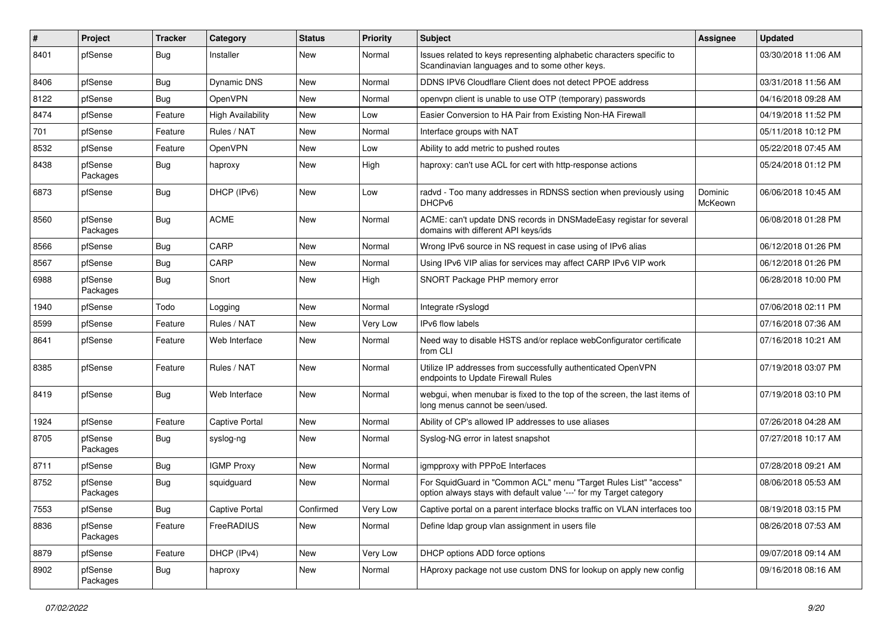| # | Project | Tracker | Category | Status | Priority | Subject | Assignee | Updated |
|---|---|---|---|---|---|---|---|---|
| 8401 | pfSense | Bug | Installer | New | Normal | Issues related to keys representing alphabetic characters specific to Scandinavian languages and to some other keys. | | 03/30/2018 11:06 AM |
| 8406 | pfSense | Bug | Dynamic DNS | New | Normal | DDNS IPV6 Cloudflare Client does not detect PPOE address | | 03/31/2018 11:56 AM |
| 8122 | pfSense | Bug | OpenVPN | New | Normal | openvpn client is unable to use OTP (temporary) passwords | | 04/16/2018 09:28 AM |
| 8474 | pfSense | Feature | High Availability | New | Low | Easier Conversion to HA Pair from Existing Non-HA Firewall | | 04/19/2018 11:52 PM |
| 701 | pfSense | Feature | Rules / NAT | New | Normal | Interface groups with NAT | | 05/11/2018 10:12 PM |
| 8532 | pfSense | Feature | OpenVPN | New | Low | Ability to add metric to pushed routes | | 05/22/2018 07:45 AM |
| 8438 | pfSense Packages | Bug | haproxy | New | High | haproxy: can't use ACL for cert with http-response actions | | 05/24/2018 01:12 PM |
| 6873 | pfSense | Bug | DHCP (IPv6) | New | Low | radvd - Too many addresses in RDNSS section when previously using DHCPv6 | Dominic McKeown | 06/06/2018 10:45 AM |
| 8560 | pfSense Packages | Bug | ACME | New | Normal | ACME: can't update DNS records in DNSMadeEasy registar for several domains with different API keys/ids | | 06/08/2018 01:28 PM |
| 8566 | pfSense | Bug | CARP | New | Normal | Wrong IPv6 source in NS request in case using of IPv6 alias | | 06/12/2018 01:26 PM |
| 8567 | pfSense | Bug | CARP | New | Normal | Using IPv6 VIP alias for services may affect CARP IPv6 VIP work | | 06/12/2018 01:26 PM |
| 6988 | pfSense Packages | Bug | Snort | New | High | SNORT Package PHP memory error | | 06/28/2018 10:00 PM |
| 1940 | pfSense | Todo | Logging | New | Normal | Integrate rSyslogd | | 07/06/2018 02:11 PM |
| 8599 | pfSense | Feature | Rules / NAT | New | Very Low | IPv6 flow labels | | 07/16/2018 07:36 AM |
| 8641 | pfSense | Feature | Web Interface | New | Normal | Need way to disable HSTS and/or replace webConfigurator certificate from CLI | | 07/16/2018 10:21 AM |
| 8385 | pfSense | Feature | Rules / NAT | New | Normal | Utilize IP addresses from successfully authenticated OpenVPN endpoints to Update Firewall Rules | | 07/19/2018 03:07 PM |
| 8419 | pfSense | Bug | Web Interface | New | Normal | webgui, when menubar is fixed to the top of the screen, the last items of long menus cannot be seen/used. | | 07/19/2018 03:10 PM |
| 1924 | pfSense | Feature | Captive Portal | New | Normal | Ability of CP's allowed IP addresses to use aliases | | 07/26/2018 04:28 AM |
| 8705 | pfSense Packages | Bug | syslog-ng | New | Normal | Syslog-NG error in latest snapshot | | 07/27/2018 10:17 AM |
| 8711 | pfSense | Bug | IGMP Proxy | New | Normal | igmpproxy with PPPoE Interfaces | | 07/28/2018 09:21 AM |
| 8752 | pfSense Packages | Bug | squidguard | New | Normal | For SquidGuard in "Common ACL" menu "Target Rules List" "access" option always stays with default value '---' for my Target category | | 08/06/2018 05:53 AM |
| 7553 | pfSense | Bug | Captive Portal | Confirmed | Very Low | Captive portal on a parent interface blocks traffic on VLAN interfaces too | | 08/19/2018 03:15 PM |
| 8836 | pfSense Packages | Feature | FreeRADIUS | New | Normal | Define ldap group vlan assignment in users file | | 08/26/2018 07:53 AM |
| 8879 | pfSense | Feature | DHCP (IPv4) | New | Very Low | DHCP options ADD force options | | 09/07/2018 09:14 AM |
| 8902 | pfSense Packages | Bug | haproxy | New | Normal | HAproxy package not use custom DNS for lookup on apply new config | | 09/16/2018 08:16 AM |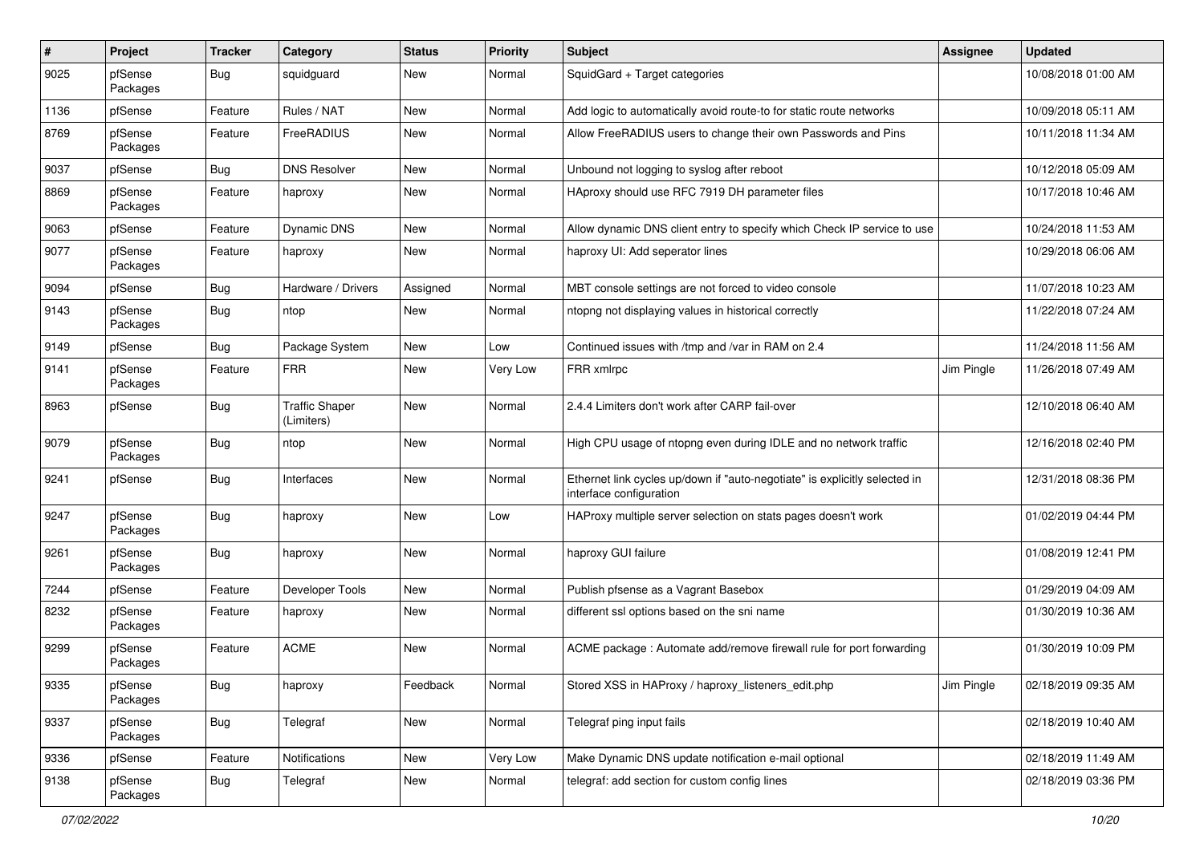| # | Project | Tracker | Category | Status | Priority | Subject | Assignee | Updated |
|---|---|---|---|---|---|---|---|---|
| 9025 | pfSense Packages | Bug | squidguard | New | Normal | SquidGard + Target categories | | 10/08/2018 01:00 AM |
| 1136 | pfSense | Feature | Rules / NAT | New | Normal | Add logic to automatically avoid route-to for static route networks | | 10/09/2018 05:11 AM |
| 8769 | pfSense Packages | Feature | FreeRADIUS | New | Normal | Allow FreeRADIUS users to change their own Passwords and Pins | | 10/11/2018 11:34 AM |
| 9037 | pfSense | Bug | DNS Resolver | New | Normal | Unbound not logging to syslog after reboot | | 10/12/2018 05:09 AM |
| 8869 | pfSense Packages | Feature | haproxy | New | Normal | HAproxy should use RFC 7919 DH parameter files | | 10/17/2018 10:46 AM |
| 9063 | pfSense | Feature | Dynamic DNS | New | Normal | Allow dynamic DNS client entry to specify which Check IP service to use | | 10/24/2018 11:53 AM |
| 9077 | pfSense Packages | Feature | haproxy | New | Normal | haproxy UI: Add seperator lines | | 10/29/2018 06:06 AM |
| 9094 | pfSense | Bug | Hardware / Drivers | Assigned | Normal | MBT console settings are not forced to video console | | 11/07/2018 10:23 AM |
| 9143 | pfSense Packages | Bug | ntop | New | Normal | ntopng not displaying values in historical correctly | | 11/22/2018 07:24 AM |
| 9149 | pfSense | Bug | Package System | New | Low | Continued issues with /tmp and /var in RAM on 2.4 | | 11/24/2018 11:56 AM |
| 9141 | pfSense Packages | Feature | FRR | New | Very Low | FRR xmlrpc | Jim Pingle | 11/26/2018 07:49 AM |
| 8963 | pfSense | Bug | Traffic Shaper (Limiters) | New | Normal | 2.4.4 Limiters don't work after CARP fail-over | | 12/10/2018 06:40 AM |
| 9079 | pfSense Packages | Bug | ntop | New | Normal | High CPU usage of ntopng even during IDLE and no network traffic | | 12/16/2018 02:40 PM |
| 9241 | pfSense | Bug | Interfaces | New | Normal | Ethernet link cycles up/down if "auto-negotiate" is explicitly selected in interface configuration | | 12/31/2018 08:36 PM |
| 9247 | pfSense Packages | Bug | haproxy | New | Low | HAProxy multiple server selection on stats pages doesn't work | | 01/02/2019 04:44 PM |
| 9261 | pfSense Packages | Bug | haproxy | New | Normal | haproxy GUI failure | | 01/08/2019 12:41 PM |
| 7244 | pfSense | Feature | Developer Tools | New | Normal | Publish pfsense as a Vagrant Basebox | | 01/29/2019 04:09 AM |
| 8232 | pfSense Packages | Feature | haproxy | New | Normal | different ssl options based on the sni name | | 01/30/2019 10:36 AM |
| 9299 | pfSense Packages | Feature | ACME | New | Normal | ACME package : Automate add/remove firewall rule for port forwarding | | 01/30/2019 10:09 PM |
| 9335 | pfSense Packages | Bug | haproxy | Feedback | Normal | Stored XSS in HAProxy / haproxy_listeners_edit.php | Jim Pingle | 02/18/2019 09:35 AM |
| 9337 | pfSense Packages | Bug | Telegraf | New | Normal | Telegraf ping input fails | | 02/18/2019 10:40 AM |
| 9336 | pfSense | Feature | Notifications | New | Very Low | Make Dynamic DNS update notification e-mail optional | | 02/18/2019 11:49 AM |
| 9138 | pfSense Packages | Bug | Telegraf | New | Normal | telegraf: add section for custom config lines | | 02/18/2019 03:36 PM |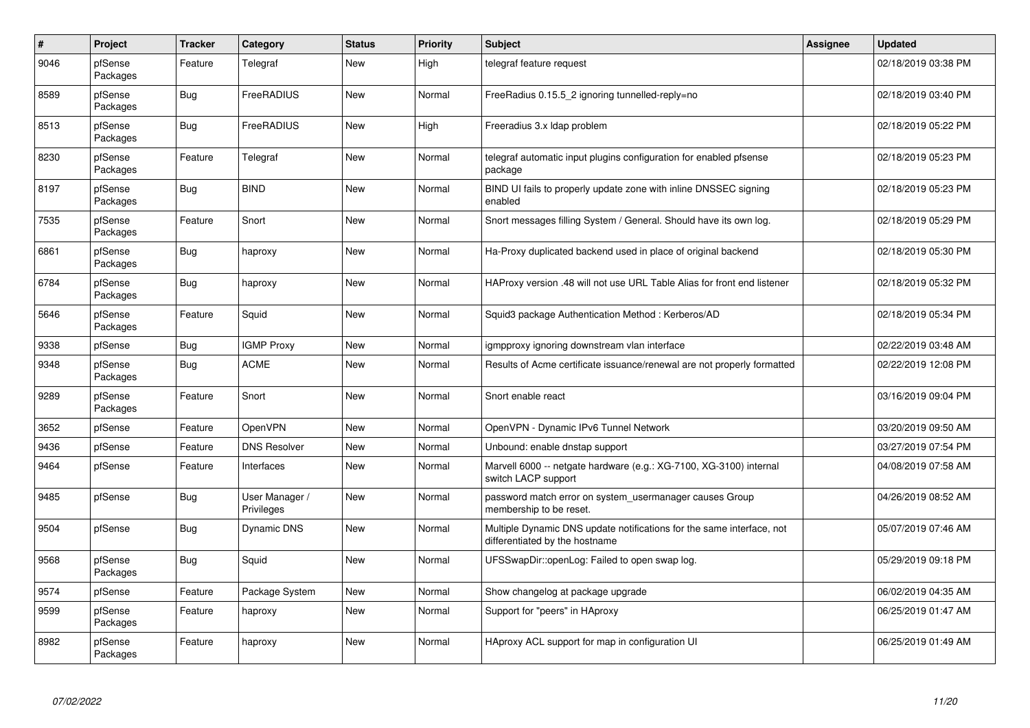| # | Project | Tracker | Category | Status | Priority | Subject | Assignee | Updated |
|---|---|---|---|---|---|---|---|---|
| 9046 | pfSense Packages | Feature | Telegraf | New | High | telegraf feature request | | 02/18/2019 03:38 PM |
| 8589 | pfSense Packages | Bug | FreeRADIUS | New | Normal | FreeRadius 0.15.5_2 ignoring tunnelled-reply=no | | 02/18/2019 03:40 PM |
| 8513 | pfSense Packages | Bug | FreeRADIUS | New | High | Freeradius 3.x ldap problem | | 02/18/2019 05:22 PM |
| 8230 | pfSense Packages | Feature | Telegraf | New | Normal | telegraf automatic input plugins configuration for enabled pfsense package | | 02/18/2019 05:23 PM |
| 8197 | pfSense Packages | Bug | BIND | New | Normal | BIND UI fails to properly update zone with inline DNSSEC signing enabled | | 02/18/2019 05:23 PM |
| 7535 | pfSense Packages | Feature | Snort | New | Normal | Snort messages filling System / General. Should have its own log. | | 02/18/2019 05:29 PM |
| 6861 | pfSense Packages | Bug | haproxy | New | Normal | Ha-Proxy duplicated backend used in place of original backend | | 02/18/2019 05:30 PM |
| 6784 | pfSense Packages | Bug | haproxy | New | Normal | HAProxy version .48 will not use URL Table Alias for front end listener | | 02/18/2019 05:32 PM |
| 5646 | pfSense Packages | Feature | Squid | New | Normal | Squid3 package Authentication Method : Kerberos/AD | | 02/18/2019 05:34 PM |
| 9338 | pfSense | Bug | IGMP Proxy | New | Normal | igmpproxy ignoring downstream vlan interface | | 02/22/2019 03:48 AM |
| 9348 | pfSense Packages | Bug | ACME | New | Normal | Results of Acme certificate issuance/renewal are not properly formatted | | 02/22/2019 12:08 PM |
| 9289 | pfSense Packages | Feature | Snort | New | Normal | Snort enable react | | 03/16/2019 09:04 PM |
| 3652 | pfSense | Feature | OpenVPN | New | Normal | OpenVPN - Dynamic IPv6 Tunnel Network | | 03/20/2019 09:50 AM |
| 9436 | pfSense | Feature | DNS Resolver | New | Normal | Unbound: enable dnstap support | | 03/27/2019 07:54 PM |
| 9464 | pfSense | Feature | Interfaces | New | Normal | Marvell 6000 -- netgate hardware (e.g.: XG-7100, XG-3100) internal switch LACP support | | 04/08/2019 07:58 AM |
| 9485 | pfSense | Bug | User Manager / Privileges | New | Normal | password match error on system_usermanager causes Group membership to be reset. | | 04/26/2019 08:52 AM |
| 9504 | pfSense | Bug | Dynamic DNS | New | Normal | Multiple Dynamic DNS update notifications for the same interface, not differentiated by the hostname | | 05/07/2019 07:46 AM |
| 9568 | pfSense Packages | Bug | Squid | New | Normal | UFSSwapDir::openLog: Failed to open swap log. | | 05/29/2019 09:18 PM |
| 9574 | pfSense | Feature | Package System | New | Normal | Show changelog at package upgrade | | 06/02/2019 04:35 AM |
| 9599 | pfSense Packages | Feature | haproxy | New | Normal | Support for "peers" in HAproxy | | 06/25/2019 01:47 AM |
| 8982 | pfSense Packages | Feature | haproxy | New | Normal | HAproxy ACL support for map in configuration UI | | 06/25/2019 01:49 AM |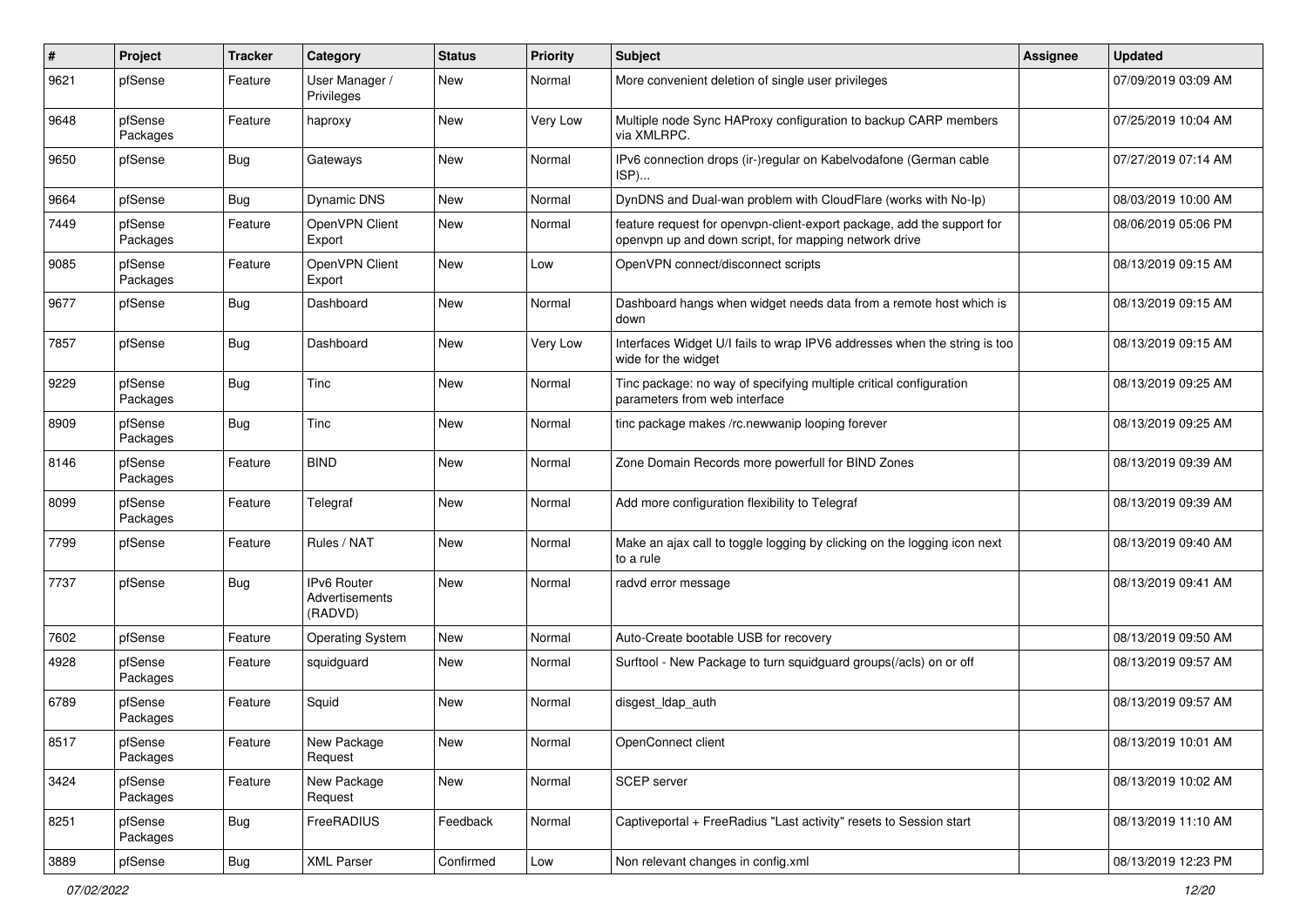| # | Project | Tracker | Category | Status | Priority | Subject | Assignee | Updated |
|---|---|---|---|---|---|---|---|---|
| 9621 | pfSense | Feature | User Manager / Privileges | New | Normal | More convenient deletion of single user privileges | | 07/09/2019 03:09 AM |
| 9648 | pfSense Packages | Feature | haproxy | New | Very Low | Multiple node Sync HAProxy configuration to backup CARP members via XMLRPC. | | 07/25/2019 10:04 AM |
| 9650 | pfSense | Bug | Gateways | New | Normal | IPv6 connection drops (ir-)regular on Kabelvodafone (German cable ISP)... | | 07/27/2019 07:14 AM |
| 9664 | pfSense | Bug | Dynamic DNS | New | Normal | DynDNS and Dual-wan problem with CloudFlare (works with No-Ip) | | 08/03/2019 10:00 AM |
| 7449 | pfSense Packages | Feature | OpenVPN Client Export | New | Normal | feature request for openvpn-client-export package, add the support for openvpn up and down script, for mapping network drive | | 08/06/2019 05:06 PM |
| 9085 | pfSense Packages | Feature | OpenVPN Client Export | New | Low | OpenVPN connect/disconnect scripts | | 08/13/2019 09:15 AM |
| 9677 | pfSense | Bug | Dashboard | New | Normal | Dashboard hangs when widget needs data from a remote host which is down | | 08/13/2019 09:15 AM |
| 7857 | pfSense | Bug | Dashboard | New | Very Low | Interfaces Widget U/I fails to wrap IPV6 addresses when the string is too wide for the widget | | 08/13/2019 09:15 AM |
| 9229 | pfSense Packages | Bug | Tinc | New | Normal | Tinc package: no way of specifying multiple critical configuration parameters from web interface | | 08/13/2019 09:25 AM |
| 8909 | pfSense Packages | Bug | Tinc | New | Normal | tinc package makes /rc.newwanip looping forever | | 08/13/2019 09:25 AM |
| 8146 | pfSense Packages | Feature | BIND | New | Normal | Zone Domain Records more powerfull for BIND Zones | | 08/13/2019 09:39 AM |
| 8099 | pfSense Packages | Feature | Telegraf | New | Normal | Add more configuration flexibility to Telegraf | | 08/13/2019 09:39 AM |
| 7799 | pfSense | Feature | Rules / NAT | New | Normal | Make an ajax call to toggle logging by clicking on the logging icon next to a rule | | 08/13/2019 09:40 AM |
| 7737 | pfSense | Bug | IPv6 Router Advertisements (RADVD) | New | Normal | radvd error message | | 08/13/2019 09:41 AM |
| 7602 | pfSense | Feature | Operating System | New | Normal | Auto-Create bootable USB for recovery | | 08/13/2019 09:50 AM |
| 4928 | pfSense Packages | Feature | squidguard | New | Normal | Surftool - New Package to turn squidguard groups(/acls) on or off | | 08/13/2019 09:57 AM |
| 6789 | pfSense Packages | Feature | Squid | New | Normal | disgest_ldap_auth | | 08/13/2019 09:57 AM |
| 8517 | pfSense Packages | Feature | New Package Request | New | Normal | OpenConnect client | | 08/13/2019 10:01 AM |
| 3424 | pfSense Packages | Feature | New Package Request | New | Normal | SCEP server | | 08/13/2019 10:02 AM |
| 8251 | pfSense Packages | Bug | FreeRADIUS | Feedback | Normal | Captiveportal + FreeRadius "Last activity" resets to Session start | | 08/13/2019 11:10 AM |
| 3889 | pfSense | Bug | XML Parser | Confirmed | Low | Non relevant changes in config.xml | | 08/13/2019 12:23 PM |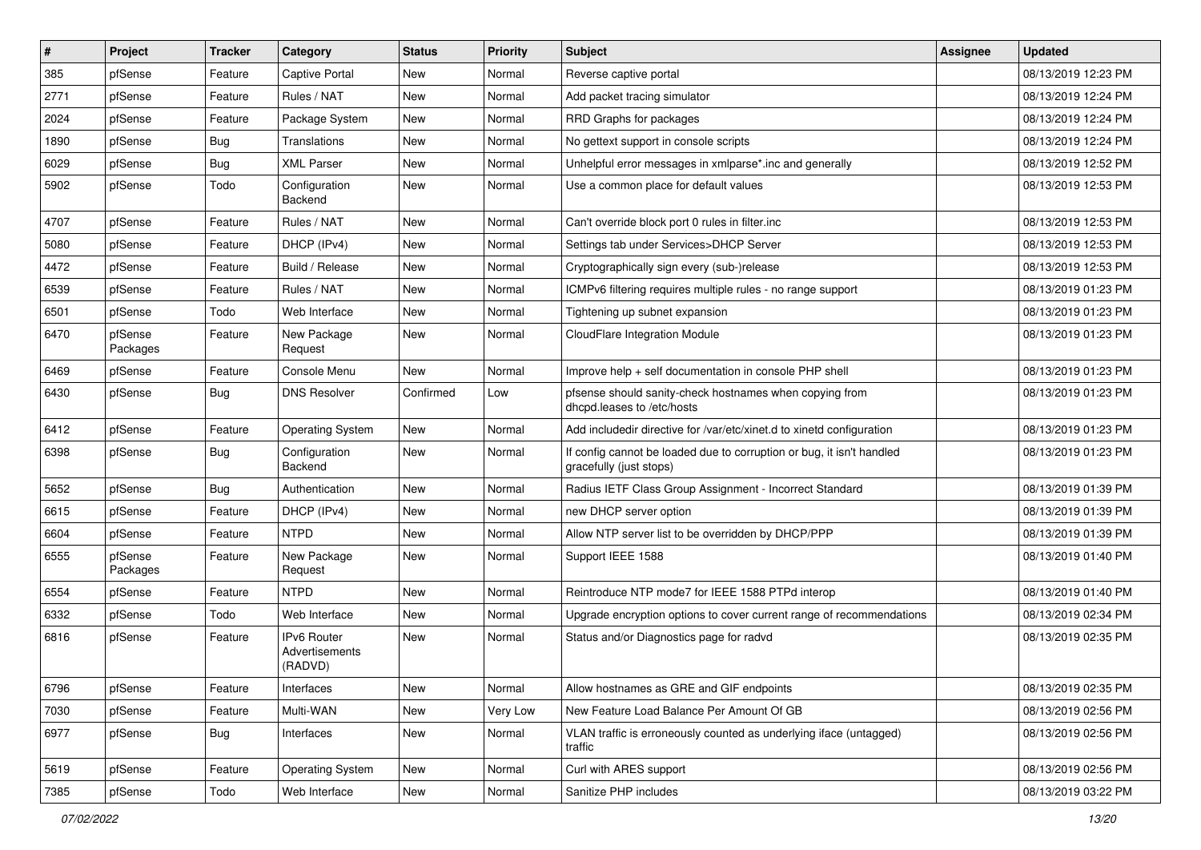| # | Project | Tracker | Category | Status | Priority | Subject | Assignee | Updated |
|---|---|---|---|---|---|---|---|---|
| 385 | pfSense | Feature | Captive Portal | New | Normal | Reverse captive portal | | 08/13/2019 12:23 PM |
| 2771 | pfSense | Feature | Rules / NAT | New | Normal | Add packet tracing simulator | | 08/13/2019 12:24 PM |
| 2024 | pfSense | Feature | Package System | New | Normal | RRD Graphs for packages | | 08/13/2019 12:24 PM |
| 1890 | pfSense | Bug | Translations | New | Normal | No gettext support in console scripts | | 08/13/2019 12:24 PM |
| 6029 | pfSense | Bug | XML Parser | New | Normal | Unhelpful error messages in xmlparse*.inc and generally | | 08/13/2019 12:52 PM |
| 5902 | pfSense | Todo | Configuration Backend | New | Normal | Use a common place for default values | | 08/13/2019 12:53 PM |
| 4707 | pfSense | Feature | Rules / NAT | New | Normal | Can't override block port 0 rules in filter.inc | | 08/13/2019 12:53 PM |
| 5080 | pfSense | Feature | DHCP (IPv4) | New | Normal | Settings tab under Services>DHCP Server | | 08/13/2019 12:53 PM |
| 4472 | pfSense | Feature | Build / Release | New | Normal | Cryptographically sign every (sub-)release | | 08/13/2019 12:53 PM |
| 6539 | pfSense | Feature | Rules / NAT | New | Normal | ICMPv6 filtering requires multiple rules - no range support | | 08/13/2019 01:23 PM |
| 6501 | pfSense | Todo | Web Interface | New | Normal | Tightening up subnet expansion | | 08/13/2019 01:23 PM |
| 6470 | pfSense Packages | Feature | New Package Request | New | Normal | CloudFlare Integration Module | | 08/13/2019 01:23 PM |
| 6469 | pfSense | Feature | Console Menu | New | Normal | Improve help + self documentation in console PHP shell | | 08/13/2019 01:23 PM |
| 6430 | pfSense | Bug | DNS Resolver | Confirmed | Low | pfsense should sanity-check hostnames when copying from dhcpd.leases to /etc/hosts | | 08/13/2019 01:23 PM |
| 6412 | pfSense | Feature | Operating System | New | Normal | Add includedir directive for /var/etc/xinet.d to xinetd configuration | | 08/13/2019 01:23 PM |
| 6398 | pfSense | Bug | Configuration Backend | New | Normal | If config cannot be loaded due to corruption or bug, it isn't handled gracefully (just stops) | | 08/13/2019 01:23 PM |
| 5652 | pfSense | Bug | Authentication | New | Normal | Radius IETF Class Group Assignment - Incorrect Standard | | 08/13/2019 01:39 PM |
| 6615 | pfSense | Feature | DHCP (IPv4) | New | Normal | new DHCP server option | | 08/13/2019 01:39 PM |
| 6604 | pfSense | Feature | NTPD | New | Normal | Allow NTP server list to be overridden by DHCP/PPP | | 08/13/2019 01:39 PM |
| 6555 | pfSense Packages | Feature | New Package Request | New | Normal | Support IEEE 1588 | | 08/13/2019 01:40 PM |
| 6554 | pfSense | Feature | NTPD | New | Normal | Reintroduce NTP mode7 for IEEE 1588 PTPd interop | | 08/13/2019 01:40 PM |
| 6332 | pfSense | Todo | Web Interface | New | Normal | Upgrade encryption options to cover current range of recommendations | | 08/13/2019 02:34 PM |
| 6816 | pfSense | Feature | IPv6 Router Advertisements (RADVD) | New | Normal | Status and/or Diagnostics page for radvd | | 08/13/2019 02:35 PM |
| 6796 | pfSense | Feature | Interfaces | New | Normal | Allow hostnames as GRE and GIF endpoints | | 08/13/2019 02:35 PM |
| 7030 | pfSense | Feature | Multi-WAN | New | Very Low | New Feature Load Balance Per Amount Of GB | | 08/13/2019 02:56 PM |
| 6977 | pfSense | Bug | Interfaces | New | Normal | VLAN traffic is erroneously counted as underlying iface (untagged) traffic | | 08/13/2019 02:56 PM |
| 5619 | pfSense | Feature | Operating System | New | Normal | Curl with ARES support | | 08/13/2019 02:56 PM |
| 7385 | pfSense | Todo | Web Interface | New | Normal | Sanitize PHP includes | | 08/13/2019 03:22 PM |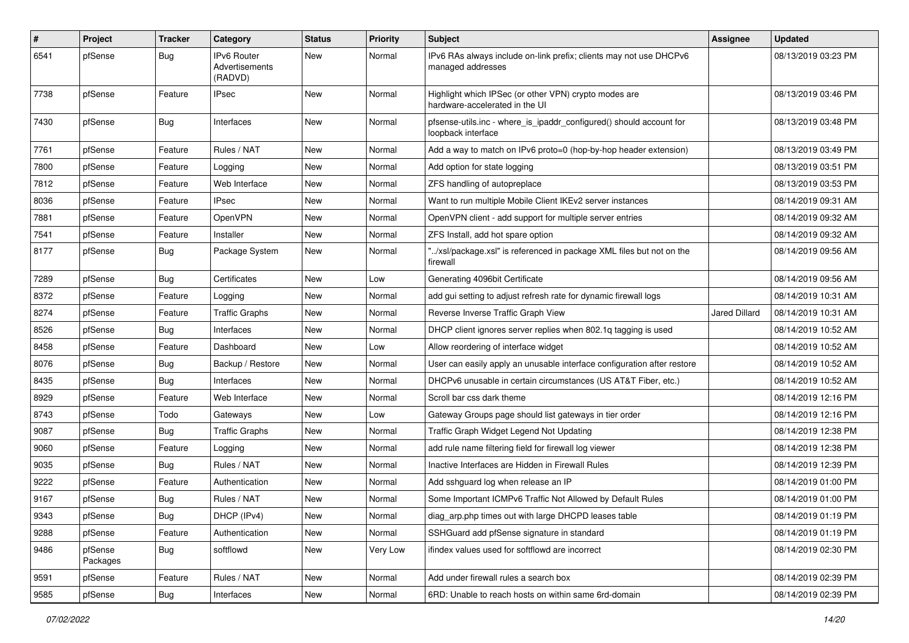| # | Project | Tracker | Category | Status | Priority | Subject | Assignee | Updated |
|---|---|---|---|---|---|---|---|---|
| 6541 | pfSense | Bug | IPv6 Router Advertisements (RADVD) | New | Normal | IPv6 RAs always include on-link prefix; clients may not use DHCPv6 managed addresses | | 08/13/2019 03:23 PM |
| 7738 | pfSense | Feature | IPsec | New | Normal | Highlight which IPSec (or other VPN) crypto modes are hardware-accelerated in the UI | | 08/13/2019 03:46 PM |
| 7430 | pfSense | Bug | Interfaces | New | Normal | pfsense-utils.inc - where_is_ipaddr_configured() should account for loopback interface | | 08/13/2019 03:48 PM |
| 7761 | pfSense | Feature | Rules / NAT | New | Normal | Add a way to match on IPv6 proto=0 (hop-by-hop header extension) | | 08/13/2019 03:49 PM |
| 7800 | pfSense | Feature | Logging | New | Normal | Add option for state logging | | 08/13/2019 03:51 PM |
| 7812 | pfSense | Feature | Web Interface | New | Normal | ZFS handling of autopreplace | | 08/13/2019 03:53 PM |
| 8036 | pfSense | Feature | IPsec | New | Normal | Want to run multiple Mobile Client IKEv2 server instances | | 08/14/2019 09:31 AM |
| 7881 | pfSense | Feature | OpenVPN | New | Normal | OpenVPN client - add support for multiple server entries | | 08/14/2019 09:32 AM |
| 7541 | pfSense | Feature | Installer | New | Normal | ZFS Install, add hot spare option | | 08/14/2019 09:32 AM |
| 8177 | pfSense | Bug | Package System | New | Normal | "../xsl/package.xsl" is referenced in package XML files but not on the firewall | | 08/14/2019 09:56 AM |
| 7289 | pfSense | Bug | Certificates | New | Low | Generating 4096bit Certificate | | 08/14/2019 09:56 AM |
| 8372 | pfSense | Feature | Logging | New | Normal | add gui setting to adjust refresh rate for dynamic firewall logs | | 08/14/2019 10:31 AM |
| 8274 | pfSense | Feature | Traffic Graphs | New | Normal | Reverse Inverse Traffic Graph View | Jared Dillard | 08/14/2019 10:31 AM |
| 8526 | pfSense | Bug | Interfaces | New | Normal | DHCP client ignores server replies when 802.1q tagging is used | | 08/14/2019 10:52 AM |
| 8458 | pfSense | Feature | Dashboard | New | Low | Allow reordering of interface widget | | 08/14/2019 10:52 AM |
| 8076 | pfSense | Bug | Backup / Restore | New | Normal | User can easily apply an unusable interface configuration after restore | | 08/14/2019 10:52 AM |
| 8435 | pfSense | Bug | Interfaces | New | Normal | DHCPv6 unusable in certain circumstances (US AT&T Fiber, etc.) | | 08/14/2019 10:52 AM |
| 8929 | pfSense | Feature | Web Interface | New | Normal | Scroll bar css dark theme | | 08/14/2019 12:16 PM |
| 8743 | pfSense | Todo | Gateways | New | Low | Gateway Groups page should list gateways in tier order | | 08/14/2019 12:16 PM |
| 9087 | pfSense | Bug | Traffic Graphs | New | Normal | Traffic Graph Widget Legend Not Updating | | 08/14/2019 12:38 PM |
| 9060 | pfSense | Feature | Logging | New | Normal | add rule name filtering field for firewall log viewer | | 08/14/2019 12:38 PM |
| 9035 | pfSense | Bug | Rules / NAT | New | Normal | Inactive Interfaces are Hidden in Firewall Rules | | 08/14/2019 12:39 PM |
| 9222 | pfSense | Feature | Authentication | New | Normal | Add sshguard log when release an IP | | 08/14/2019 01:00 PM |
| 9167 | pfSense | Bug | Rules / NAT | New | Normal | Some Important ICMPv6 Traffic Not Allowed by Default Rules | | 08/14/2019 01:00 PM |
| 9343 | pfSense | Bug | DHCP (IPv4) | New | Normal | diag_arp.php times out with large DHCPD leases table | | 08/14/2019 01:19 PM |
| 9288 | pfSense | Feature | Authentication | New | Normal | SSHGuard add pfSense signature in standard | | 08/14/2019 01:19 PM |
| 9486 | pfSense Packages | Bug | softflowd | New | Very Low | ifindex values used for softflowd are incorrect | | 08/14/2019 02:30 PM |
| 9591 | pfSense | Feature | Rules / NAT | New | Normal | Add under firewall rules a search box | | 08/14/2019 02:39 PM |
| 9585 | pfSense | Bug | Interfaces | New | Normal | 6RD: Unable to reach hosts on within same 6rd-domain | | 08/14/2019 02:39 PM |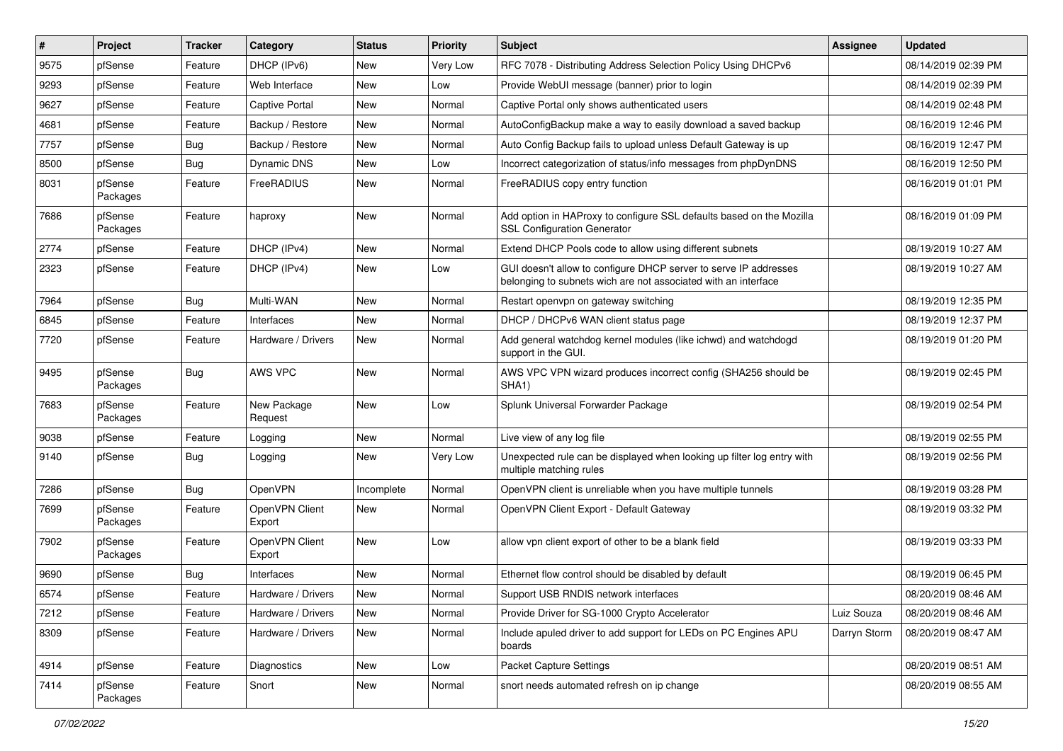| # | Project | Tracker | Category | Status | Priority | Subject | Assignee | Updated |
|---|---|---|---|---|---|---|---|---|
| 9575 | pfSense | Feature | DHCP (IPv6) | New | Very Low | RFC 7078 - Distributing Address Selection Policy Using DHCPv6 | | 08/14/2019 02:39 PM |
| 9293 | pfSense | Feature | Web Interface | New | Low | Provide WebUI message (banner) prior to login | | 08/14/2019 02:39 PM |
| 9627 | pfSense | Feature | Captive Portal | New | Normal | Captive Portal only shows authenticated users | | 08/14/2019 02:48 PM |
| 4681 | pfSense | Feature | Backup / Restore | New | Normal | AutoConfigBackup make a way to easily download a saved backup | | 08/16/2019 12:46 PM |
| 7757 | pfSense | Bug | Backup / Restore | New | Normal | Auto Config Backup fails to upload unless Default Gateway is up | | 08/16/2019 12:47 PM |
| 8500 | pfSense | Bug | Dynamic DNS | New | Low | Incorrect categorization of status/info messages from phpDynDNS | | 08/16/2019 12:50 PM |
| 8031 | pfSense Packages | Feature | FreeRADIUS | New | Normal | FreeRADIUS copy entry function | | 08/16/2019 01:01 PM |
| 7686 | pfSense Packages | Feature | haproxy | New | Normal | Add option in HAProxy to configure SSL defaults based on the Mozilla SSL Configuration Generator | | 08/16/2019 01:09 PM |
| 2774 | pfSense | Feature | DHCP (IPv4) | New | Normal | Extend DHCP Pools code to allow using different subnets | | 08/19/2019 10:27 AM |
| 2323 | pfSense | Feature | DHCP (IPv4) | New | Low | GUI doesn't allow to configure DHCP server to serve IP addresses belonging to subnets wich are not associated with an interface | | 08/19/2019 10:27 AM |
| 7964 | pfSense | Bug | Multi-WAN | New | Normal | Restart openvpn on gateway switching | | 08/19/2019 12:35 PM |
| 6845 | pfSense | Feature | Interfaces | New | Normal | DHCP / DHCPv6 WAN client status page | | 08/19/2019 12:37 PM |
| 7720 | pfSense | Feature | Hardware / Drivers | New | Normal | Add general watchdog kernel modules (like ichwd) and watchdogd support in the GUI. | | 08/19/2019 01:20 PM |
| 9495 | pfSense Packages | Bug | AWS VPC | New | Normal | AWS VPC VPN wizard produces incorrect config (SHA256 should be SHA1) | | 08/19/2019 02:45 PM |
| 7683 | pfSense Packages | Feature | New Package Request | New | Low | Splunk Universal Forwarder Package | | 08/19/2019 02:54 PM |
| 9038 | pfSense | Feature | Logging | New | Normal | Live view of any log file | | 08/19/2019 02:55 PM |
| 9140 | pfSense | Bug | Logging | New | Very Low | Unexpected rule can be displayed when looking up filter log entry with multiple matching rules | | 08/19/2019 02:56 PM |
| 7286 | pfSense | Bug | OpenVPN | Incomplete | Normal | OpenVPN client is unreliable when you have multiple tunnels | | 08/19/2019 03:28 PM |
| 7699 | pfSense Packages | Feature | OpenVPN Client Export | New | Normal | OpenVPN Client Export - Default Gateway | | 08/19/2019 03:32 PM |
| 7902 | pfSense Packages | Feature | OpenVPN Client Export | New | Low | allow vpn client export of other to be a blank field | | 08/19/2019 03:33 PM |
| 9690 | pfSense | Bug | Interfaces | New | Normal | Ethernet flow control should be disabled by default | | 08/19/2019 06:45 PM |
| 6574 | pfSense | Feature | Hardware / Drivers | New | Normal | Support USB RNDIS network interfaces | | 08/20/2019 08:46 AM |
| 7212 | pfSense | Feature | Hardware / Drivers | New | Normal | Provide Driver for SG-1000 Crypto Accelerator | Luiz Souza | 08/20/2019 08:46 AM |
| 8309 | pfSense | Feature | Hardware / Drivers | New | Normal | Include apuled driver to add support for LEDs on PC Engines APU boards | Darryn Storm | 08/20/2019 08:47 AM |
| 4914 | pfSense | Feature | Diagnostics | New | Low | Packet Capture Settings | | 08/20/2019 08:51 AM |
| 7414 | pfSense Packages | Feature | Snort | New | Normal | snort needs automated refresh on ip change | | 08/20/2019 08:55 AM |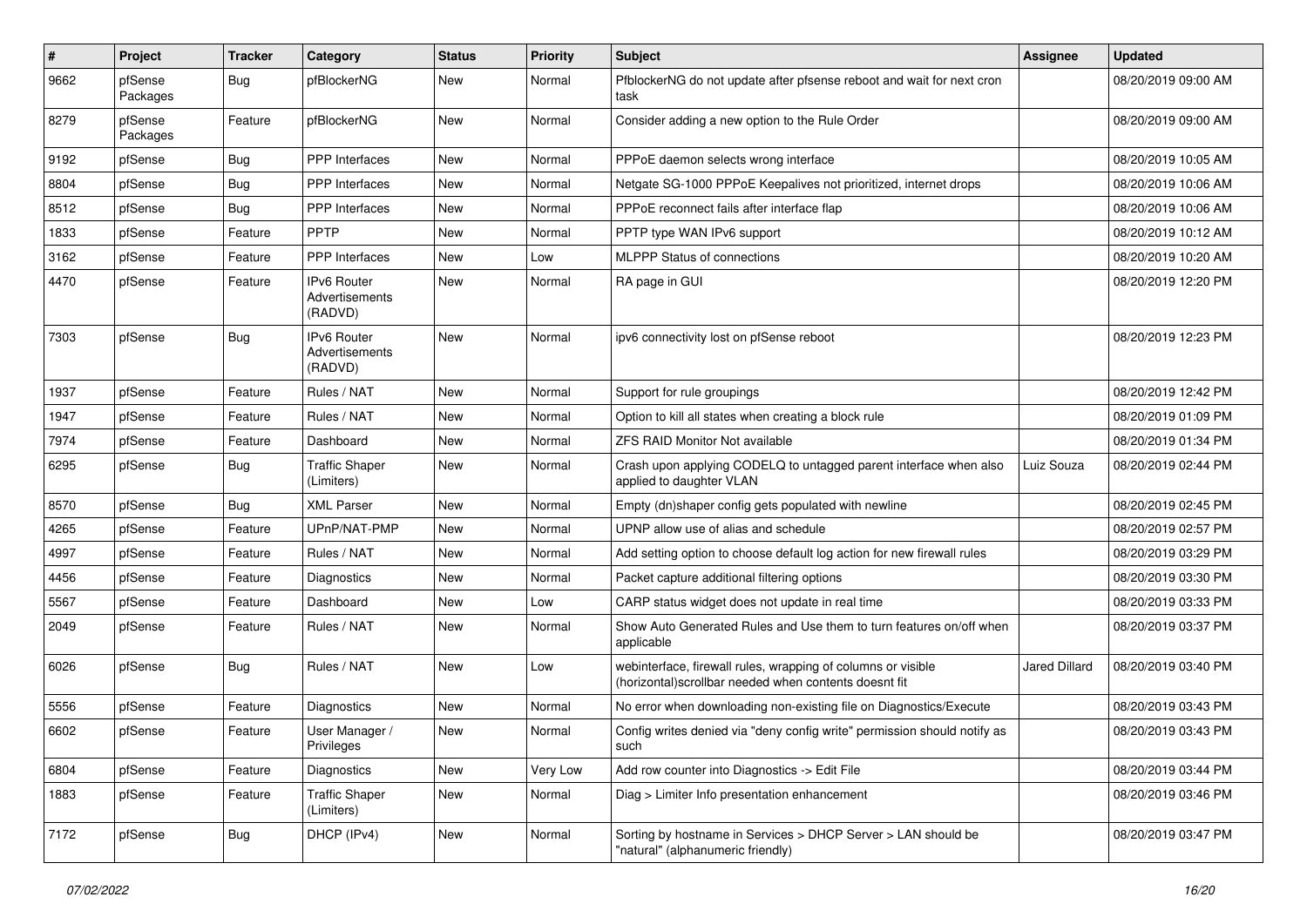| # | Project | Tracker | Category | Status | Priority | Subject | Assignee | Updated |
|---|---|---|---|---|---|---|---|---|
| 9662 | pfSense Packages | Bug | pfBlockerNG | New | Normal | PfblockerNG do not update after pfsense reboot and wait for next cron task | | 08/20/2019 09:00 AM |
| 8279 | pfSense Packages | Feature | pfBlockerNG | New | Normal | Consider adding a new option to the Rule Order | | 08/20/2019 09:00 AM |
| 9192 | pfSense | Bug | PPP Interfaces | New | Normal | PPPoE daemon selects wrong interface | | 08/20/2019 10:05 AM |
| 8804 | pfSense | Bug | PPP Interfaces | New | Normal | Netgate SG-1000 PPPoE Keepalives not prioritized, internet drops | | 08/20/2019 10:06 AM |
| 8512 | pfSense | Bug | PPP Interfaces | New | Normal | PPPoE reconnect fails after interface flap | | 08/20/2019 10:06 AM |
| 1833 | pfSense | Feature | PPTP | New | Normal | PPTP type WAN IPv6 support | | 08/20/2019 10:12 AM |
| 3162 | pfSense | Feature | PPP Interfaces | New | Low | MLPPP Status of connections | | 08/20/2019 10:20 AM |
| 4470 | pfSense | Feature | IPv6 Router Advertisements (RADVD) | New | Normal | RA page in GUI | | 08/20/2019 12:20 PM |
| 7303 | pfSense | Bug | IPv6 Router Advertisements (RADVD) | New | Normal | ipv6 connectivity lost on pfSense reboot | | 08/20/2019 12:23 PM |
| 1937 | pfSense | Feature | Rules / NAT | New | Normal | Support for rule groupings | | 08/20/2019 12:42 PM |
| 1947 | pfSense | Feature | Rules / NAT | New | Normal | Option to kill all states when creating a block rule | | 08/20/2019 01:09 PM |
| 7974 | pfSense | Feature | Dashboard | New | Normal | ZFS RAID Monitor Not available | | 08/20/2019 01:34 PM |
| 6295 | pfSense | Bug | Traffic Shaper (Limiters) | New | Normal | Crash upon applying CODELQ to untagged parent interface when also applied to daughter VLAN | Luiz Souza | 08/20/2019 02:44 PM |
| 8570 | pfSense | Bug | XML Parser | New | Normal | Empty (dn)shaper config gets populated with newline | | 08/20/2019 02:45 PM |
| 4265 | pfSense | Feature | UPnP/NAT-PMP | New | Normal | UPNP allow use of alias and schedule | | 08/20/2019 02:57 PM |
| 4997 | pfSense | Feature | Rules / NAT | New | Normal | Add setting option to choose default log action for new firewall rules | | 08/20/2019 03:29 PM |
| 4456 | pfSense | Feature | Diagnostics | New | Normal | Packet capture additional filtering options | | 08/20/2019 03:30 PM |
| 5567 | pfSense | Feature | Dashboard | New | Low | CARP status widget does not update in real time | | 08/20/2019 03:33 PM |
| 2049 | pfSense | Feature | Rules / NAT | New | Normal | Show Auto Generated Rules and Use them to turn features on/off when applicable | | 08/20/2019 03:37 PM |
| 6026 | pfSense | Bug | Rules / NAT | New | Low | webinterface, firewall rules, wrapping of columns or visible (horizontal)scrollbar needed when contents doesnt fit | Jared Dillard | 08/20/2019 03:40 PM |
| 5556 | pfSense | Feature | Diagnostics | New | Normal | No error when downloading non-existing file on Diagnostics/Execute | | 08/20/2019 03:43 PM |
| 6602 | pfSense | Feature | User Manager / Privileges | New | Normal | Config writes denied via "deny config write" permission should notify as such | | 08/20/2019 03:43 PM |
| 6804 | pfSense | Feature | Diagnostics | New | Very Low | Add row counter into Diagnostics -> Edit File | | 08/20/2019 03:44 PM |
| 1883 | pfSense | Feature | Traffic Shaper (Limiters) | New | Normal | Diag > Limiter Info presentation enhancement | | 08/20/2019 03:46 PM |
| 7172 | pfSense | Bug | DHCP (IPv4) | New | Normal | Sorting by hostname in Services > DHCP Server > LAN should be "natural" (alphanumeric friendly) | | 08/20/2019 03:47 PM |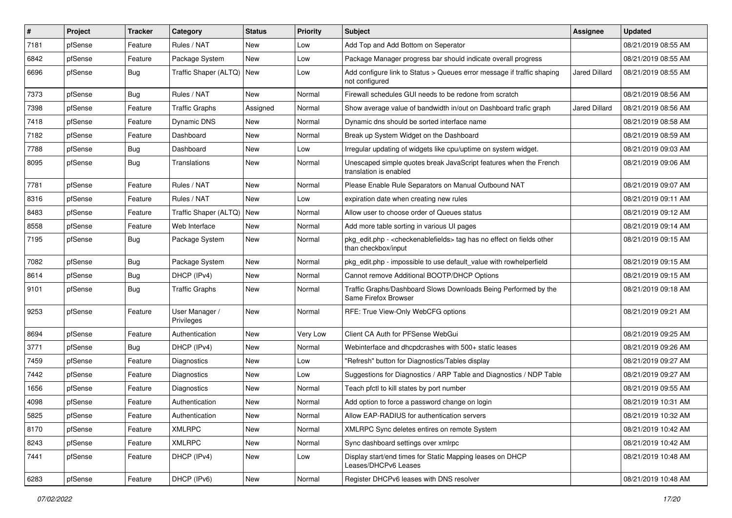| # | Project | Tracker | Category | Status | Priority | Subject | Assignee | Updated |
|---|---|---|---|---|---|---|---|---|
| 7181 | pfSense | Feature | Rules / NAT | New | Low | Add Top and Add Bottom on Seperator | | 08/21/2019 08:55 AM |
| 6842 | pfSense | Feature | Package System | New | Low | Package Manager progress bar should indicate overall progress | | 08/21/2019 08:55 AM |
| 6696 | pfSense | Bug | Traffic Shaper (ALTQ) | New | Low | Add configure link to Status > Queues error message if traffic shaping not configured | Jared Dillard | 08/21/2019 08:55 AM |
| 7373 | pfSense | Bug | Rules / NAT | New | Normal | Firewall schedules GUI needs to be redone from scratch | | 08/21/2019 08:56 AM |
| 7398 | pfSense | Feature | Traffic Graphs | Assigned | Normal | Show average value of bandwidth in/out on Dashboard trafic graph | Jared Dillard | 08/21/2019 08:56 AM |
| 7418 | pfSense | Feature | Dynamic DNS | New | Normal | Dynamic dns should be sorted interface name | | 08/21/2019 08:58 AM |
| 7182 | pfSense | Feature | Dashboard | New | Normal | Break up System Widget on the Dashboard | | 08/21/2019 08:59 AM |
| 7788 | pfSense | Bug | Dashboard | New | Low | Irregular updating of widgets like cpu/uptime on system widget. | | 08/21/2019 09:03 AM |
| 8095 | pfSense | Bug | Translations | New | Normal | Unescaped simple quotes break JavaScript features when the French translation is enabled | | 08/21/2019 09:06 AM |
| 7781 | pfSense | Feature | Rules / NAT | New | Normal | Please Enable Rule Separators on Manual Outbound NAT | | 08/21/2019 09:07 AM |
| 8316 | pfSense | Feature | Rules / NAT | New | Low | expiration date when creating new rules | | 08/21/2019 09:11 AM |
| 8483 | pfSense | Feature | Traffic Shaper (ALTQ) | New | Normal | Allow user to choose order of Queues status | | 08/21/2019 09:12 AM |
| 8558 | pfSense | Feature | Web Interface | New | Normal | Add more table sorting in various UI pages | | 08/21/2019 09:14 AM |
| 7195 | pfSense | Bug | Package System | New | Normal | pkg_edit.php - <checkenablefields> tag has no effect on fields other than checkbox/input | | 08/21/2019 09:15 AM |
| 7082 | pfSense | Bug | Package System | New | Normal | pkg_edit.php - impossible to use default_value with rowhelperfield | | 08/21/2019 09:15 AM |
| 8614 | pfSense | Bug | DHCP (IPv4) | New | Normal | Cannot remove Additional BOOTP/DHCP Options | | 08/21/2019 09:15 AM |
| 9101 | pfSense | Bug | Traffic Graphs | New | Normal | Traffic Graphs/Dashboard Slows Downloads Being Performed by the Same Firefox Browser | | 08/21/2019 09:18 AM |
| 9253 | pfSense | Feature | User Manager / Privileges | New | Normal | RFE: True View-Only WebCFG options | | 08/21/2019 09:21 AM |
| 8694 | pfSense | Feature | Authentication | New | Very Low | Client CA Auth for PFSense WebGui | | 08/21/2019 09:25 AM |
| 3771 | pfSense | Bug | DHCP (IPv4) | New | Normal | Webinterface and dhcpdcrashes with 500+ static leases | | 08/21/2019 09:26 AM |
| 7459 | pfSense | Feature | Diagnostics | New | Low | "Refresh" button for Diagnostics/Tables display | | 08/21/2019 09:27 AM |
| 7442 | pfSense | Feature | Diagnostics | New | Low | Suggestions for Diagnostics / ARP Table and Diagnostics / NDP Table | | 08/21/2019 09:27 AM |
| 1656 | pfSense | Feature | Diagnostics | New | Normal | Teach pfctl to kill states by port number | | 08/21/2019 09:55 AM |
| 4098 | pfSense | Feature | Authentication | New | Normal | Add option to force a password change on login | | 08/21/2019 10:31 AM |
| 5825 | pfSense | Feature | Authentication | New | Normal | Allow EAP-RADIUS for authentication servers | | 08/21/2019 10:32 AM |
| 8170 | pfSense | Feature | XMLRPC | New | Normal | XMLRPC Sync deletes entires on remote System | | 08/21/2019 10:42 AM |
| 8243 | pfSense | Feature | XMLRPC | New | Normal | Sync dashboard settings over xmlrpc | | 08/21/2019 10:42 AM |
| 7441 | pfSense | Feature | DHCP (IPv4) | New | Low | Display start/end times for Static Mapping leases on DHCP Leases/DHCPv6 Leases | | 08/21/2019 10:48 AM |
| 6283 | pfSense | Feature | DHCP (IPv6) | New | Normal | Register DHCPv6 leases with DNS resolver | | 08/21/2019 10:48 AM |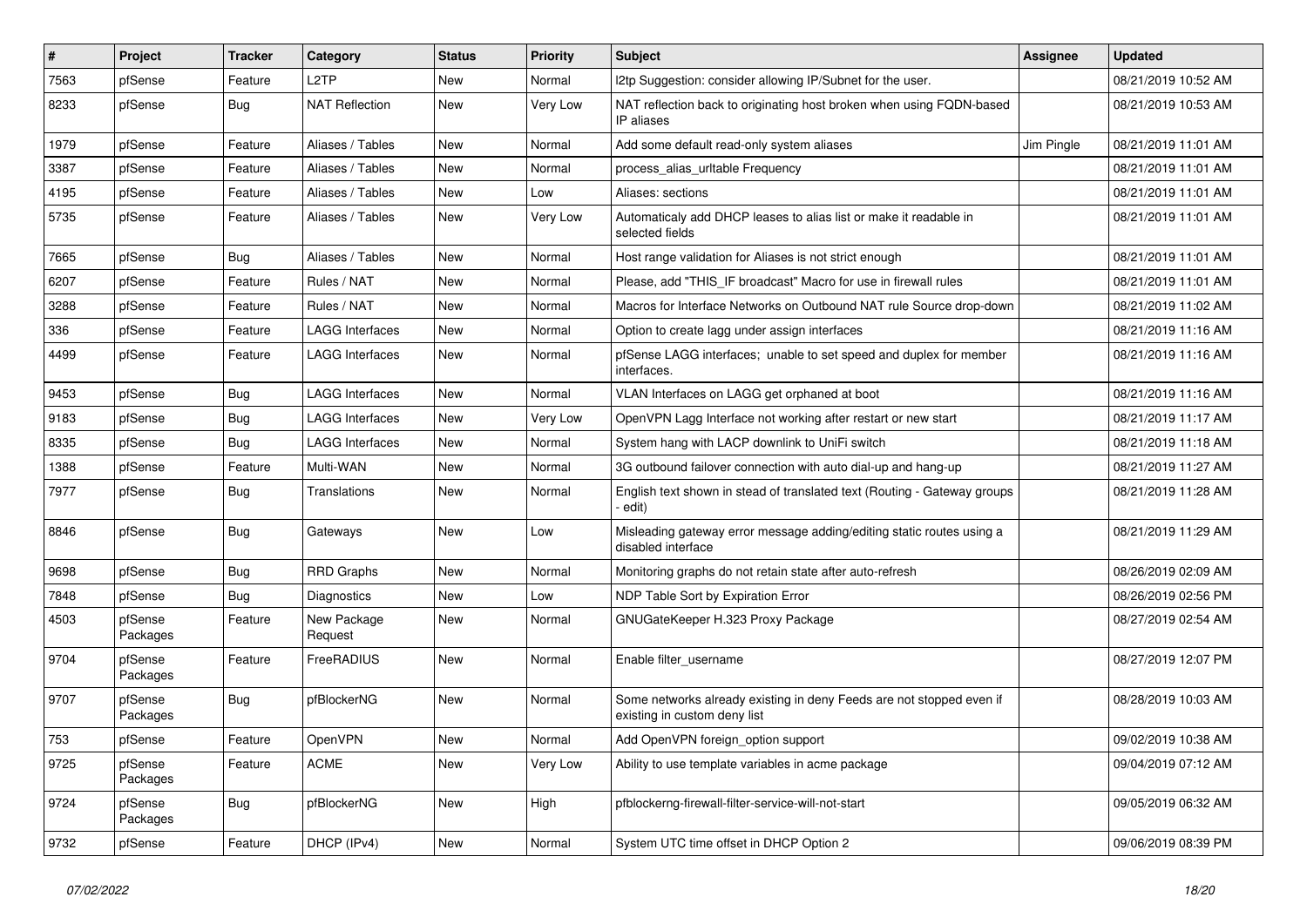| # | Project | Tracker | Category | Status | Priority | Subject | Assignee | Updated |
|---|---|---|---|---|---|---|---|---|
| 7563 | pfSense | Feature | L2TP | New | Normal | l2tp Suggestion: consider allowing IP/Subnet for the user. | | 08/21/2019 10:52 AM |
| 8233 | pfSense | Bug | NAT Reflection | New | Very Low | NAT reflection back to originating host broken when using FQDN-based IP aliases | | 08/21/2019 10:53 AM |
| 1979 | pfSense | Feature | Aliases / Tables | New | Normal | Add some default read-only system aliases | Jim Pingle | 08/21/2019 11:01 AM |
| 3387 | pfSense | Feature | Aliases / Tables | New | Normal | process_alias_urltable Frequency | | 08/21/2019 11:01 AM |
| 4195 | pfSense | Feature | Aliases / Tables | New | Low | Aliases: sections | | 08/21/2019 11:01 AM |
| 5735 | pfSense | Feature | Aliases / Tables | New | Very Low | Automaticaly add DHCP leases to alias list or make it readable in selected fields | | 08/21/2019 11:01 AM |
| 7665 | pfSense | Bug | Aliases / Tables | New | Normal | Host range validation for Aliases is not strict enough | | 08/21/2019 11:01 AM |
| 6207 | pfSense | Feature | Rules / NAT | New | Normal | Please, add "THIS_IF broadcast" Macro for use in firewall rules | | 08/21/2019 11:01 AM |
| 3288 | pfSense | Feature | Rules / NAT | New | Normal | Macros for Interface Networks on Outbound NAT rule Source drop-down | | 08/21/2019 11:02 AM |
| 336 | pfSense | Feature | LAGG Interfaces | New | Normal | Option to create lagg under assign interfaces | | 08/21/2019 11:16 AM |
| 4499 | pfSense | Feature | LAGG Interfaces | New | Normal | pfSense LAGG interfaces; unable to set speed and duplex for member interfaces. | | 08/21/2019 11:16 AM |
| 9453 | pfSense | Bug | LAGG Interfaces | New | Normal | VLAN Interfaces on LAGG get orphaned at boot | | 08/21/2019 11:16 AM |
| 9183 | pfSense | Bug | LAGG Interfaces | New | Very Low | OpenVPN Lagg Interface not working after restart or new start | | 08/21/2019 11:17 AM |
| 8335 | pfSense | Bug | LAGG Interfaces | New | Normal | System hang with LACP downlink to UniFi switch | | 08/21/2019 11:18 AM |
| 1388 | pfSense | Feature | Multi-WAN | New | Normal | 3G outbound failover connection with auto dial-up and hang-up | | 08/21/2019 11:27 AM |
| 7977 | pfSense | Bug | Translations | New | Normal | English text shown in stead of translated text (Routing - Gateway groups - edit) | | 08/21/2019 11:28 AM |
| 8846 | pfSense | Bug | Gateways | New | Low | Misleading gateway error message adding/editing static routes using a disabled interface | | 08/21/2019 11:29 AM |
| 9698 | pfSense | Bug | RRD Graphs | New | Normal | Monitoring graphs do not retain state after auto-refresh | | 08/26/2019 02:09 AM |
| 7848 | pfSense | Bug | Diagnostics | New | Low | NDP Table Sort by Expiration Error | | 08/26/2019 02:56 PM |
| 4503 | pfSense Packages | Feature | New Package Request | New | Normal | GNUGateKeeper H.323 Proxy Package | | 08/27/2019 02:54 AM |
| 9704 | pfSense Packages | Feature | FreeRADIUS | New | Normal | Enable filter_username | | 08/27/2019 12:07 PM |
| 9707 | pfSense Packages | Bug | pfBlockerNG | New | Normal | Some networks already existing in deny Feeds are not stopped even if existing in custom deny list | | 08/28/2019 10:03 AM |
| 753 | pfSense | Feature | OpenVPN | New | Normal | Add OpenVPN foreign_option support | | 09/02/2019 10:38 AM |
| 9725 | pfSense Packages | Feature | ACME | New | Very Low | Ability to use template variables in acme package | | 09/04/2019 07:12 AM |
| 9724 | pfSense Packages | Bug | pfBlockerNG | New | High | pfblockerng-firewall-filter-service-will-not-start | | 09/05/2019 06:32 AM |
| 9732 | pfSense | Feature | DHCP (IPv4) | New | Normal | System UTC time offset in DHCP Option 2 | | 09/06/2019 08:39 PM |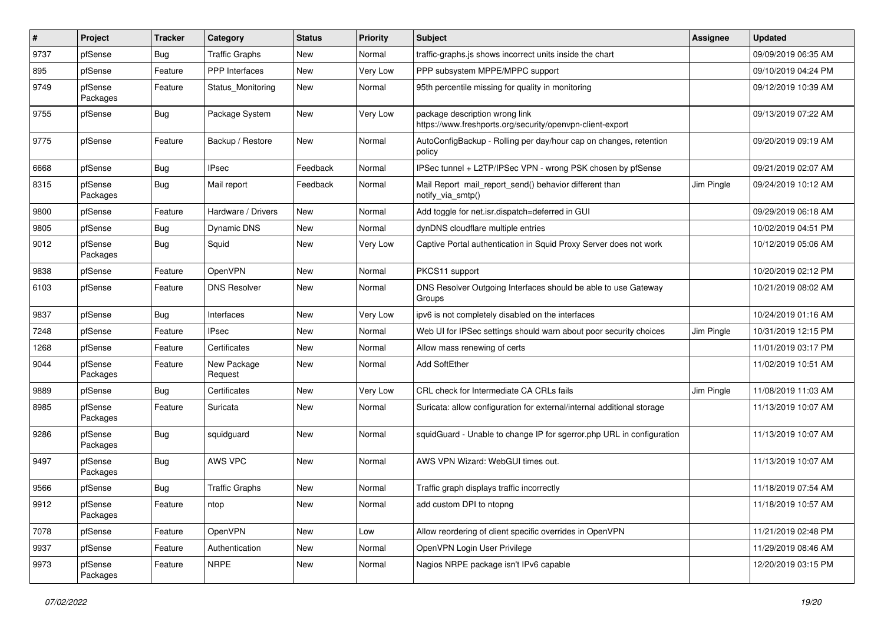| # | Project | Tracker | Category | Status | Priority | Subject | Assignee | Updated |
|---|---|---|---|---|---|---|---|---|
| 9737 | pfSense | Bug | Traffic Graphs | New | Normal | traffic-graphs.js shows incorrect units inside the chart | | 09/09/2019 06:35 AM |
| 895 | pfSense | Feature | PPP Interfaces | New | Very Low | PPP subsystem MPPE/MPPC support | | 09/10/2019 04:24 PM |
| 9749 | pfSense Packages | Feature | Status_Monitoring | New | Normal | 95th percentile missing for quality in monitoring | | 09/12/2019 10:39 AM |
| 9755 | pfSense | Bug | Package System | New | Very Low | package description wrong link https://www.freshports.org/security/openvpn-client-export | | 09/13/2019 07:22 AM |
| 9775 | pfSense | Feature | Backup / Restore | New | Normal | AutoConfigBackup - Rolling per day/hour cap on changes, retention policy | | 09/20/2019 09:19 AM |
| 6668 | pfSense | Bug | IPsec | Feedback | Normal | IPSec tunnel + L2TP/IPSec VPN - wrong PSK chosen by pfSense | | 09/21/2019 02:07 AM |
| 8315 | pfSense Packages | Bug | Mail report | Feedback | Normal | Mail Report mail_report_send() behavior different than notify_via_smtp() | Jim Pingle | 09/24/2019 10:12 AM |
| 9800 | pfSense | Feature | Hardware / Drivers | New | Normal | Add toggle for net.isr.dispatch=deferred in GUI | | 09/29/2019 06:18 AM |
| 9805 | pfSense | Bug | Dynamic DNS | New | Normal | dynDNS cloudflare multiple entries | | 10/02/2019 04:51 PM |
| 9012 | pfSense Packages | Bug | Squid | New | Very Low | Captive Portal authentication in Squid Proxy Server does not work | | 10/12/2019 05:06 AM |
| 9838 | pfSense | Feature | OpenVPN | New | Normal | PKCS11 support | | 10/20/2019 02:12 PM |
| 6103 | pfSense | Feature | DNS Resolver | New | Normal | DNS Resolver Outgoing Interfaces should be able to use Gateway Groups | | 10/21/2019 08:02 AM |
| 9837 | pfSense | Bug | Interfaces | New | Very Low | ipv6 is not completely disabled on the interfaces | | 10/24/2019 01:16 AM |
| 7248 | pfSense | Feature | IPsec | New | Normal | Web UI for IPSec settings should warn about poor security choices | Jim Pingle | 10/31/2019 12:15 PM |
| 1268 | pfSense | Feature | Certificates | New | Normal | Allow mass renewing of certs | | 11/01/2019 03:17 PM |
| 9044 | pfSense Packages | Feature | New Package Request | New | Normal | Add SoftEther | | 11/02/2019 10:51 AM |
| 9889 | pfSense | Bug | Certificates | New | Very Low | CRL check for Intermediate CA CRLs fails | Jim Pingle | 11/08/2019 11:03 AM |
| 8985 | pfSense Packages | Feature | Suricata | New | Normal | Suricata: allow configuration for external/internal additional storage | | 11/13/2019 10:07 AM |
| 9286 | pfSense Packages | Bug | squidguard | New | Normal | squidGuard - Unable to change IP for sgerror.php URL in configuration | | 11/13/2019 10:07 AM |
| 9497 | pfSense Packages | Bug | AWS VPC | New | Normal | AWS VPN Wizard: WebGUI times out. | | 11/13/2019 10:07 AM |
| 9566 | pfSense | Bug | Traffic Graphs | New | Normal | Traffic graph displays traffic incorrectly | | 11/18/2019 07:54 AM |
| 9912 | pfSense Packages | Feature | ntop | New | Normal | add custom DPI to ntopng | | 11/18/2019 10:57 AM |
| 7078 | pfSense | Feature | OpenVPN | New | Low | Allow reordering of client specific overrides in OpenVPN | | 11/21/2019 02:48 PM |
| 9937 | pfSense | Feature | Authentication | New | Normal | OpenVPN Login User Privilege | | 11/29/2019 08:46 AM |
| 9973 | pfSense Packages | Feature | NRPE | New | Normal | Nagios NRPE package isn't IPv6 capable | | 12/20/2019 03:15 PM |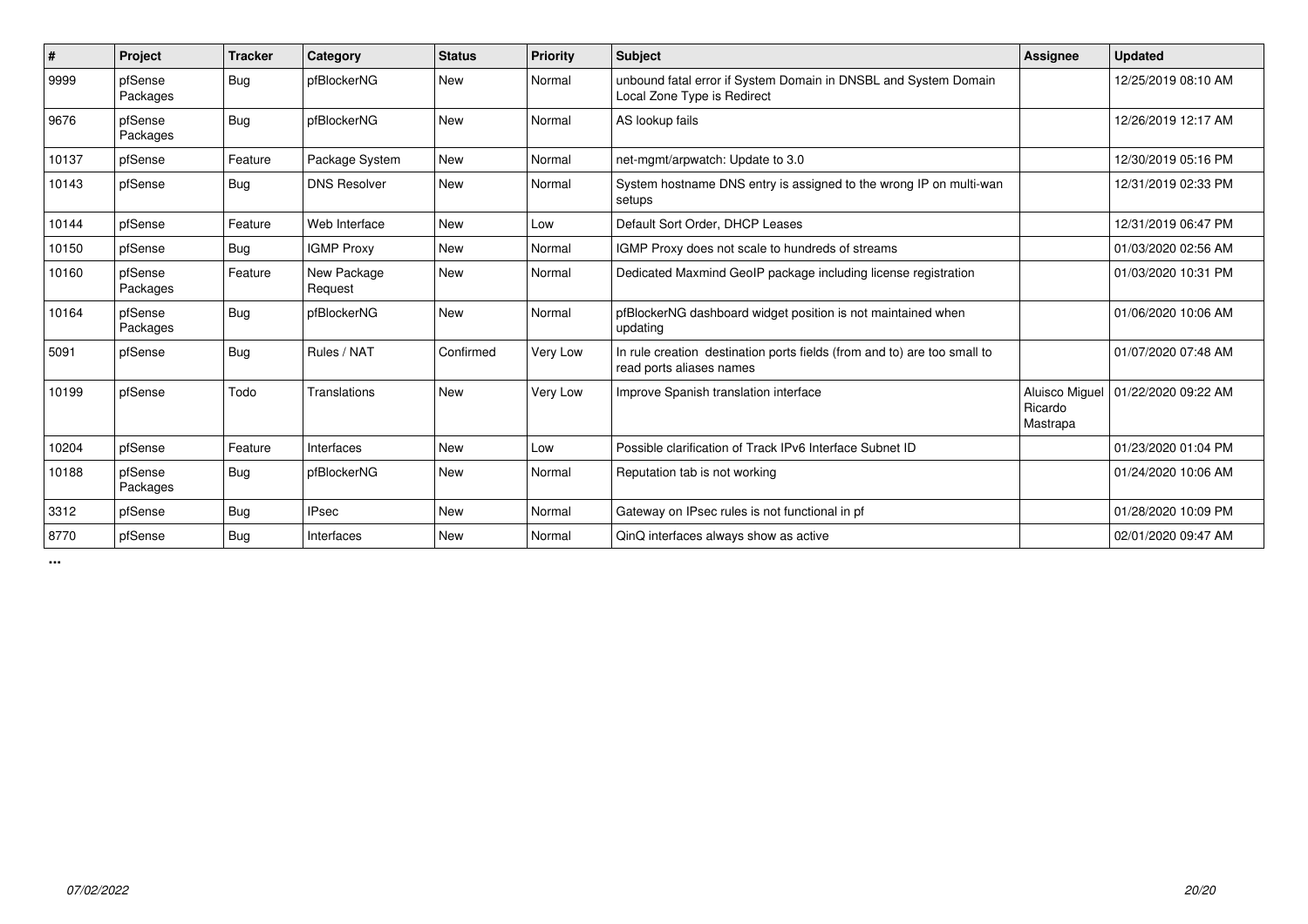| # | Project | Tracker | Category | Status | Priority | Subject | Assignee | Updated |
|---|---|---|---|---|---|---|---|---|
| 9999 | pfSense Packages | Bug | pfBlockerNG | New | Normal | unbound fatal error if System Domain in DNSBL and System Domain Local Zone Type is Redirect | | 12/25/2019 08:10 AM |
| 9676 | pfSense Packages | Bug | pfBlockerNG | New | Normal | AS lookup fails | | 12/26/2019 12:17 AM |
| 10137 | pfSense | Feature | Package System | New | Normal | net-mgmt/arpwatch: Update to 3.0 | | 12/30/2019 05:16 PM |
| 10143 | pfSense | Bug | DNS Resolver | New | Normal | System hostname DNS entry is assigned to the wrong IP on multi-wan setups | | 12/31/2019 02:33 PM |
| 10144 | pfSense | Feature | Web Interface | New | Low | Default Sort Order, DHCP Leases | | 12/31/2019 06:47 PM |
| 10150 | pfSense | Bug | IGMP Proxy | New | Normal | IGMP Proxy does not scale to hundreds of streams | | 01/03/2020 02:56 AM |
| 10160 | pfSense Packages | Feature | New Package Request | New | Normal | Dedicated Maxmind GeoIP package including license registration | | 01/03/2020 10:31 PM |
| 10164 | pfSense Packages | Bug | pfBlockerNG | New | Normal | pfBlockerNG dashboard widget position is not maintained when updating | | 01/06/2020 10:06 AM |
| 5091 | pfSense | Bug | Rules / NAT | Confirmed | Very Low | In rule creation destination ports fields (from and to) are too small to read ports aliases names | | 01/07/2020 07:48 AM |
| 10199 | pfSense | Todo | Translations | New | Very Low | Improve Spanish translation interface | Aluisco Miguel Ricardo Mastrapa | 01/22/2020 09:22 AM |
| 10204 | pfSense | Feature | Interfaces | New | Low | Possible clarification of Track IPv6 Interface Subnet ID | | 01/23/2020 01:04 PM |
| 10188 | pfSense Packages | Bug | pfBlockerNG | New | Normal | Reputation tab is not working | | 01/24/2020 10:06 AM |
| 3312 | pfSense | Bug | IPsec | New | Normal | Gateway on IPsec rules is not functional in pf | | 01/28/2020 10:09 PM |
| 8770 | pfSense | Bug | Interfaces | New | Normal | QinQ interfaces always show as active | | 02/01/2020 09:47 AM |

...